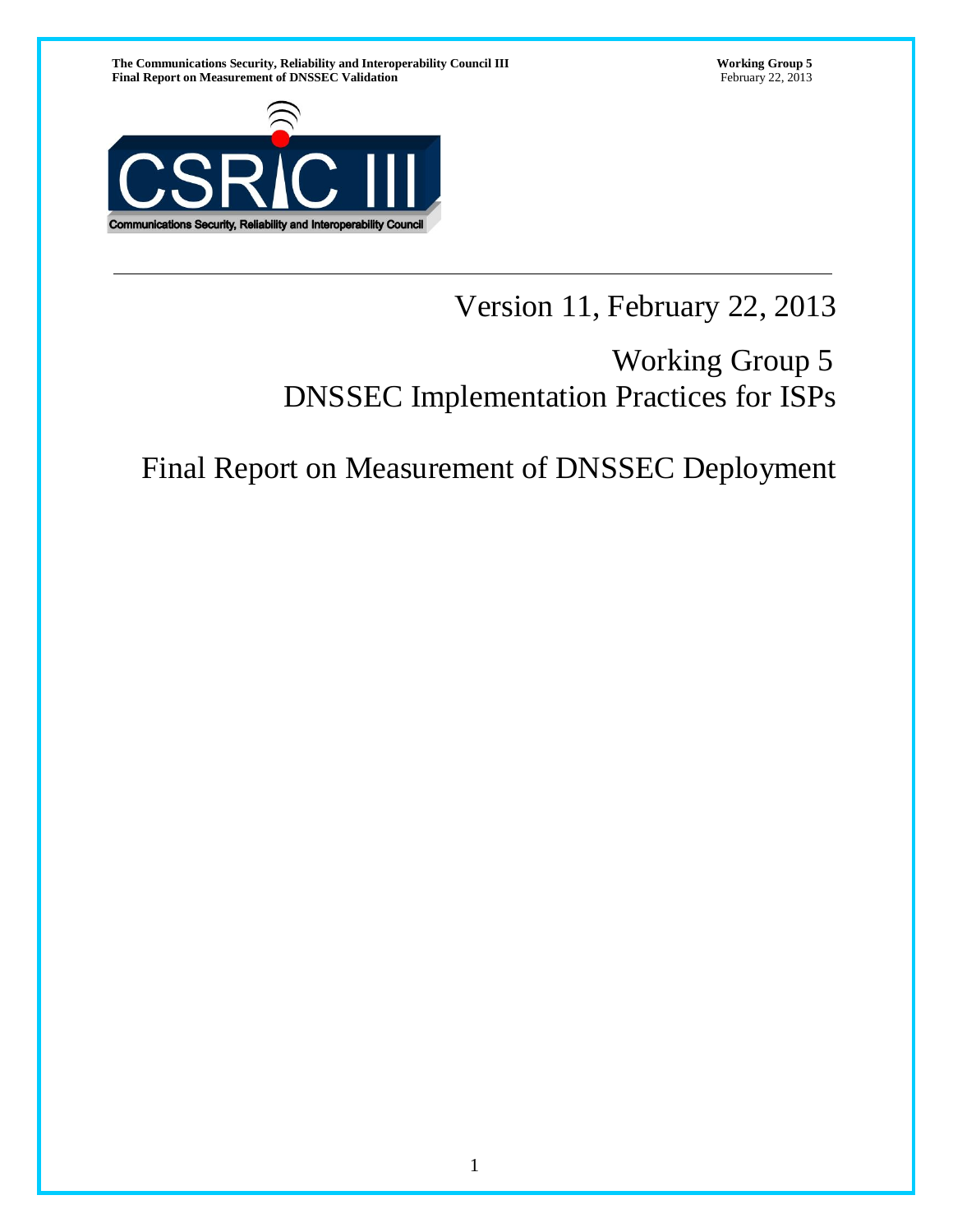Version 11, February 22, 2013

# Working Group 5
# DNSSEC Implementation Practices for ISPs

# Final Report on Measurement of DNSSEC Deployment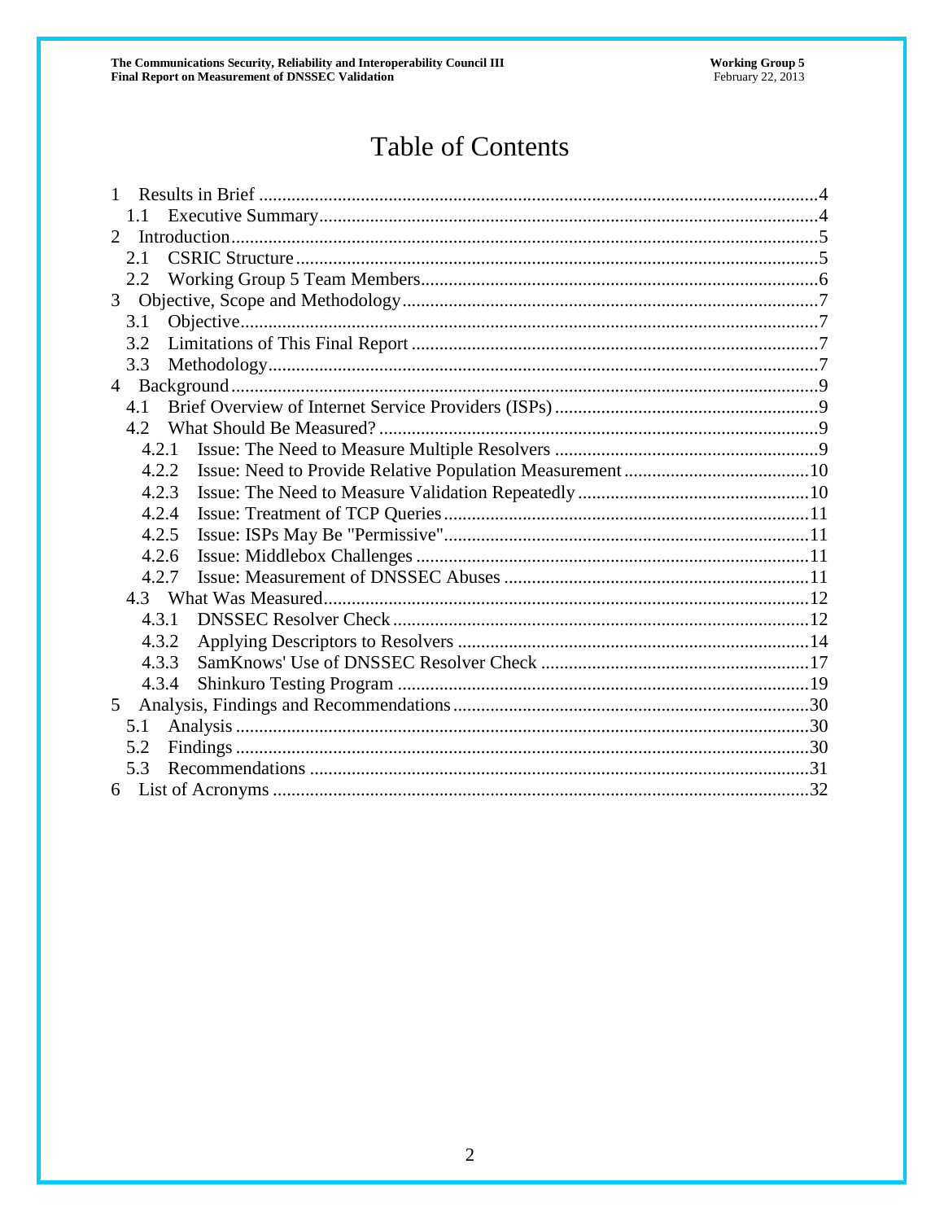# Table of Contents

- 1 Results in Brief ....4
  - 1.1 Executive Summary ....4
- 2 Introduction ....5
  - 2.1 CSRIC Structure ....5
  - 2.2 Working Group 5 Team Members ....6
- 3 Objective, Scope and Methodology ....7
  - 3.1 Objective ....7
  - 3.2 Limitations of This Final Report ....7
  - 3.3 Methodology ....7
- 4 Background ....9
  - 4.1 Brief Overview of Internet Service Providers (ISPs) ....9
  - 4.2 What Should Be Measured? ....9
    - 4.2.1 Issue: The Need to Measure Multiple Resolvers ....9
    - 4.2.2 Issue: Need to Provide Relative Population Measurement ....10
    - 4.2.3 Issue: The Need to Measure Validation Repeatedly ....10
    - 4.2.4 Issue: Treatment of TCP Queries ....11
    - 4.2.5 Issue: ISPs May Be "Permissive" ....11
    - 4.2.6 Issue: Middlebox Challenges ....11
    - 4.2.7 Issue: Measurement of DNSSEC Abuses ....11
  - 4.3 What Was Measured ....12
    - 4.3.1 DNSSEC Resolver Check ....12
    - 4.3.2 Applying Descriptors to Resolvers ....14
    - 4.3.3 SamKnows' Use of DNSSEC Resolver Check ....17
    - 4.3.4 Shinkuro Testing Program ....19
- 5 Analysis, Findings and Recommendations ....30
  - 5.1 Analysis ....30
  - 5.2 Findings ....30
  - 5.3 Recommendations ....31
- 6 List of Acronyms ....32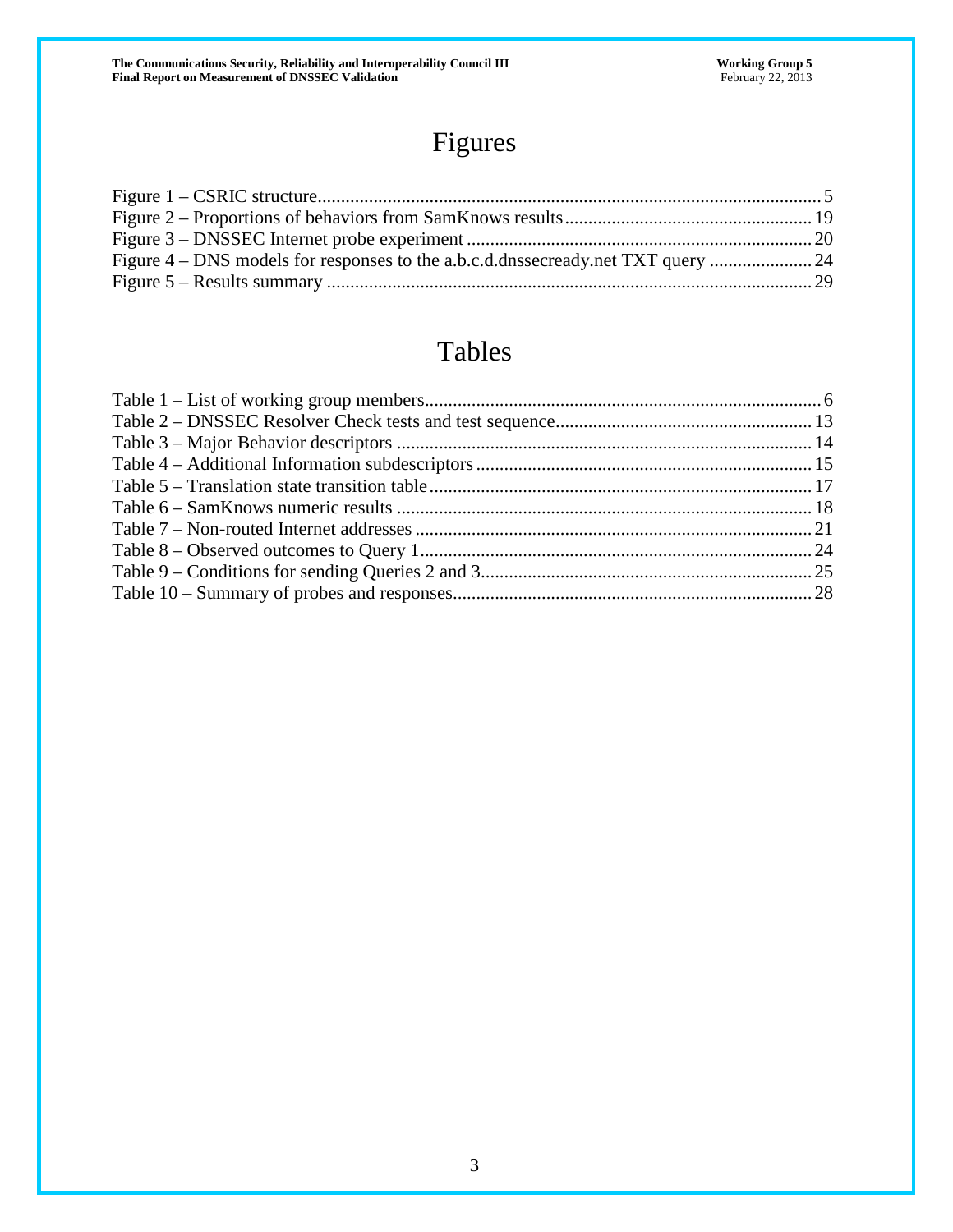# Figures

Figure 1 – CSRIC structure........................................................................................................... 5
Figure 2 – Proportions of behaviors from SamKnows results.................................................... 19
Figure 3 – DNSSEC Internet probe experiment ......................................................................... 20
Figure 4 – DNS models for responses to the a.b.c.d.dnssecready.net TXT query ...................... 24
Figure 5 – Results summary ....................................................................................................... 29

# Tables

Table 1 – List of working group members.................................................................................... 6
Table 2 – DNSSEC Resolver Check tests and test sequence....................................................... 13
Table 3 – Major Behavior descriptors ......................................................................................... 14
Table 4 – Additional Information subdescriptors ........................................................................ 15
Table 5 – Translation state transition table .................................................................................. 17
Table 6 – SamKnows numeric results .......................................................................................... 18
Table 7 – Non-routed Internet addresses ...................................................................................... 21
Table 8 – Observed outcomes to Query 1.................................................................................... 24
Table 9 – Conditions for sending Queries 2 and 3....................................................................... 25
Table 10 – Summary of probes and responses............................................................................. 28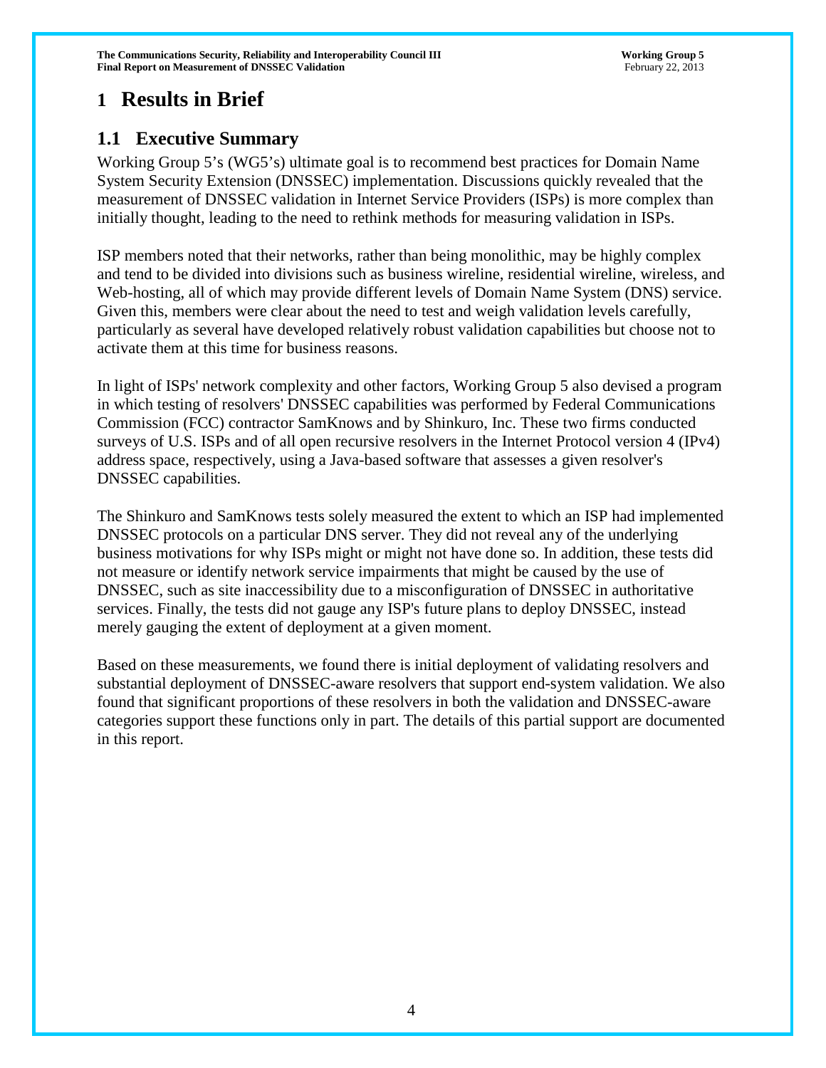# 1 Results in Brief

## 1.1 Executive Summary

Working Group 5's (WG5's) ultimate goal is to recommend best practices for Domain Name System Security Extension (DNSSEC) implementation. Discussions quickly revealed that the measurement of DNSSEC validation in Internet Service Providers (ISPs) is more complex than initially thought, leading to the need to rethink methods for measuring validation in ISPs.

ISP members noted that their networks, rather than being monolithic, may be highly complex and tend to be divided into divisions such as business wireline, residential wireline, wireless, and Web-hosting, all of which may provide different levels of Domain Name System (DNS) service. Given this, members were clear about the need to test and weigh validation levels carefully, particularly as several have developed relatively robust validation capabilities but choose not to activate them at this time for business reasons.

In light of ISPs' network complexity and other factors, Working Group 5 also devised a program in which testing of resolvers' DNSSEC capabilities was performed by Federal Communications Commission (FCC) contractor SamKnows and by Shinkuro, Inc. These two firms conducted surveys of U.S. ISPs and of all open recursive resolvers in the Internet Protocol version 4 (IPv4) address space, respectively, using a Java-based software that assesses a given resolver's DNSSEC capabilities.

The Shinkuro and SamKnows tests solely measured the extent to which an ISP had implemented DNSSEC protocols on a particular DNS server. They did not reveal any of the underlying business motivations for why ISPs might or might not have done so. In addition, these tests did not measure or identify network service impairments that might be caused by the use of DNSSEC, such as site inaccessibility due to a misconfiguration of DNSSEC in authoritative services. Finally, the tests did not gauge any ISP's future plans to deploy DNSSEC, instead merely gauging the extent of deployment at a given moment.

Based on these measurements, we found there is initial deployment of validating resolvers and substantial deployment of DNSSEC-aware resolvers that support end-system validation. We also found that significant proportions of these resolvers in both the validation and DNSSEC-aware categories support these functions only in part. The details of this partial support are documented in this report.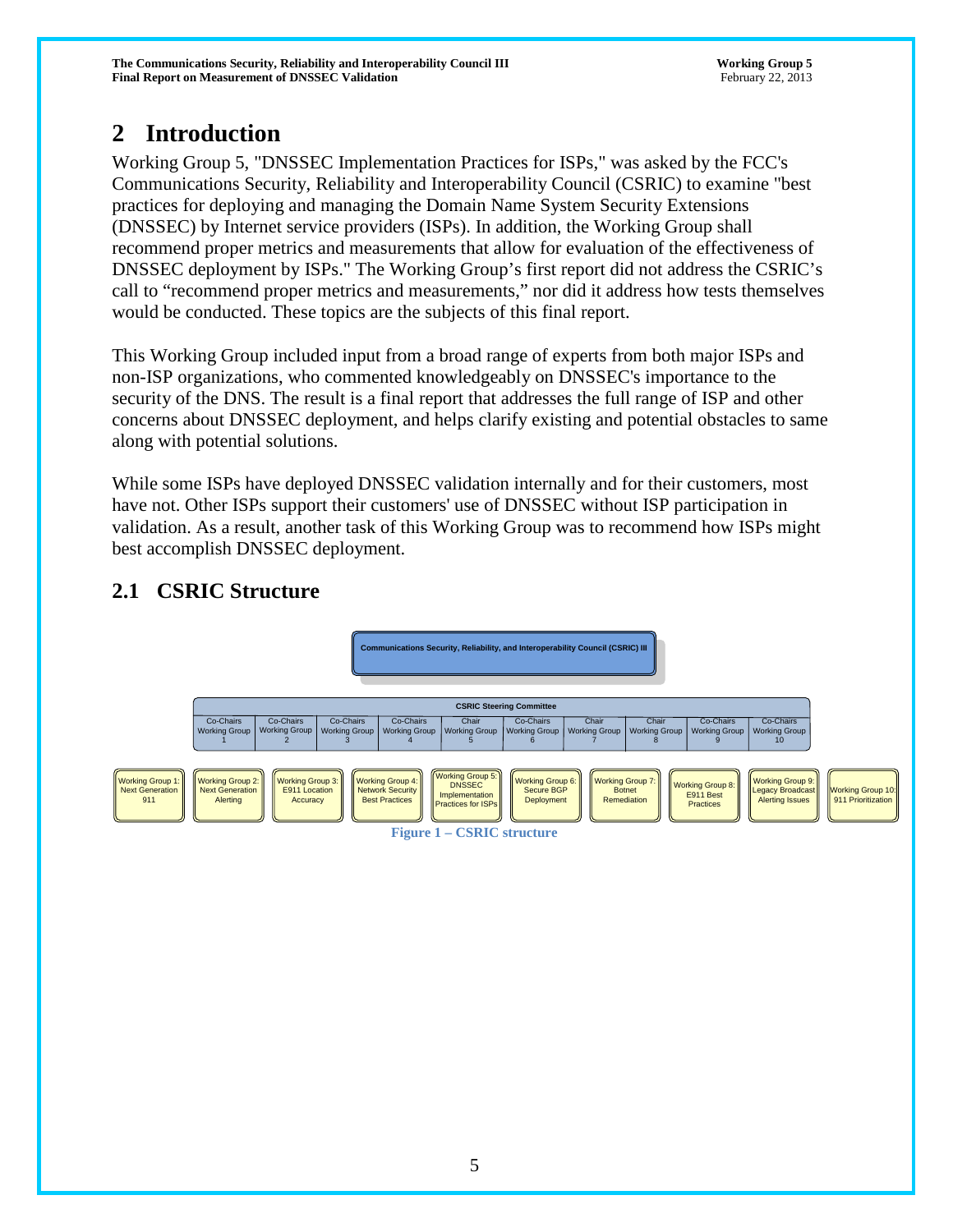# 2 Introduction

Working Group 5, "DNSSEC Implementation Practices for ISPs," was asked by the FCC's Communications Security, Reliability and Interoperability Council (CSRIC) to examine "best practices for deploying and managing the Domain Name System Security Extensions (DNSSEC) by Internet service providers (ISPs). In addition, the Working Group shall recommend proper metrics and measurements that allow for evaluation of the effectiveness of DNSSEC deployment by ISPs." The Working Group's first report did not address the CSRIC's call to "recommend proper metrics and measurements," nor did it address how tests themselves would be conducted. These topics are the subjects of this final report.

This Working Group included input from a broad range of experts from both major ISPs and non-ISP organizations, who commented knowledgeably on DNSSEC's importance to the security of the DNS. The result is a final report that addresses the full range of ISP and other concerns about DNSSEC deployment, and helps clarify existing and potential obstacles to same along with potential solutions.

While some ISPs have deployed DNSSEC validation internally and for their customers, most have not. Other ISPs support their customers' use of DNSSEC without ISP participation in validation. As a result, another task of this Working Group was to recommend how ISPs might best accomplish DNSSEC deployment.

## 2.1 CSRIC Structure

Communications Security, Reliability, and Interoperability Council (CSRIC) III

| CSRIC Steering Committee | | | | | | | | | |
|---|---|---|---|---|---|---|---|---|---|
| Co-Chairs Working Group 1 | Co-Chairs Working Group 2 | Co-Chairs Working Group 3 | Co-Chairs Working Group 4 | Chair Working Group 5 | Co-Chairs Working Group 6 | Chair Working Group 7 | Chair Working Group 8 | Co-Chairs Working Group 9 | Co-Chairs Working Group 10 |

| Working Group 1: Next Generation 911 | Working Group 2: Next Generation Alerting | Working Group 3: E911 Location Accuracy | Working Group 4: Network Security Best Practices | Working Group 5: DNSSEC Implementation Practices for ISPs | Working Group 6: Secure BGP Deployment | Working Group 7: Botnet Remediation | Working Group 8: E911 Best Practices | Working Group 9: Legacy Broadcast Alerting Issues | Working Group 10: 911 Prioritization |
|---|---|---|---|---|---|---|---|---|---|

Figure 1 – CSRIC structure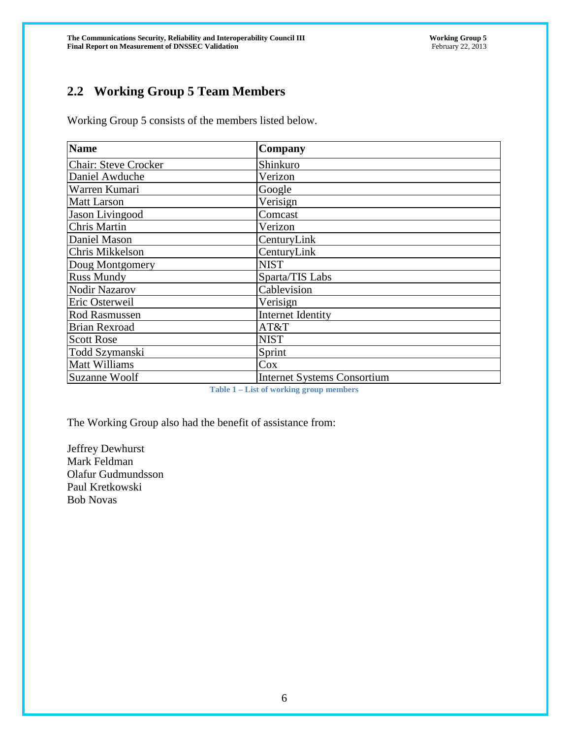## 2.2 Working Group 5 Team Members

Working Group 5 consists of the members listed below.

| Name | Company |
|---|---|
| Chair: Steve Crocker | Shinkuro |
| Daniel Awduche | Verizon |
| Warren Kumari | Google |
| Matt Larson | Verisign |
| Jason Livingood | Comcast |
| Chris Martin | Verizon |
| Daniel Mason | CenturyLink |
| Chris Mikkelson | CenturyLink |
| Doug Montgomery | NIST |
| Russ Mundy | Sparta/TIS Labs |
| Nodir Nazarov | Cablevision |
| Eric Osterweil | Verisign |
| Rod Rasmussen | Internet Identity |
| Brian Rexroad | AT&T |
| Scott Rose | NIST |
| Todd Szymanski | Sprint |
| Matt Williams | Cox |
| Suzanne Woolf | Internet Systems Consortium |

**Table 1 – List of working group members**

The Working Group also had the benefit of assistance from:

Jeffrey Dewhurst
Mark Feldman
Olafur Gudmundsson
Paul Kretkowski
Bob Novas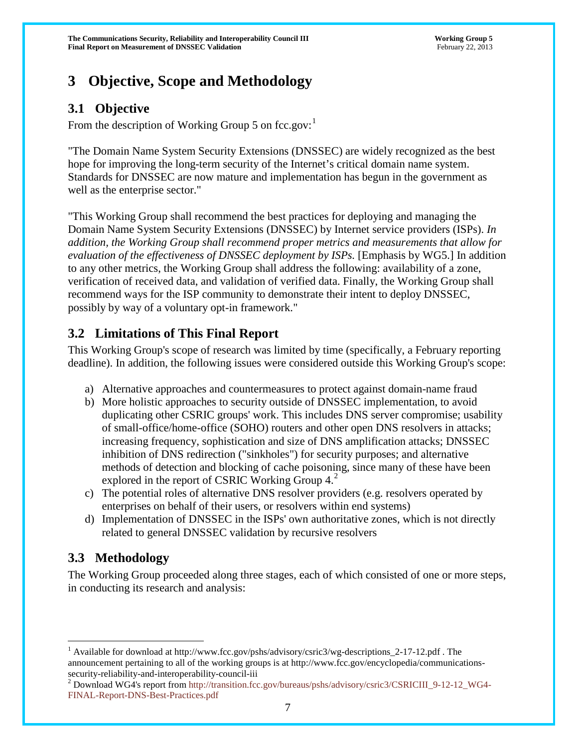# 3 Objective, Scope and Methodology

## 3.1 Objective

From the description of Working Group 5 on fcc.gov:[1]

"The Domain Name System Security Extensions (DNSSEC) are widely recognized as the best hope for improving the long-term security of the Internet's critical domain name system. Standards for DNSSEC are now mature and implementation has begun in the government as well as the enterprise sector."

"This Working Group shall recommend the best practices for deploying and managing the Domain Name System Security Extensions (DNSSEC) by Internet service providers (ISPs). *In addition, the Working Group shall recommend proper metrics and measurements that allow for evaluation of the effectiveness of DNSSEC deployment by ISPs.* [Emphasis by WG5.] In addition to any other metrics, the Working Group shall address the following: availability of a zone, verification of received data, and validation of verified data. Finally, the Working Group shall recommend ways for the ISP community to demonstrate their intent to deploy DNSSEC, possibly by way of a voluntary opt-in framework."

## 3.2 Limitations of This Final Report

This Working Group's scope of research was limited by time (specifically, a February reporting deadline). In addition, the following issues were considered outside this Working Group's scope:

a) Alternative approaches and countermeasures to protect against domain-name fraud
b) More holistic approaches to security outside of DNSSEC implementation, to avoid duplicating other CSRIC groups' work. This includes DNS server compromise; usability of small-office/home-office (SOHO) routers and other open DNS resolvers in attacks; increasing frequency, sophistication and size of DNS amplification attacks; DNSSEC inhibition of DNS redirection ("sinkholes") for security purposes; and alternative methods of detection and blocking of cache poisoning, since many of these have been explored in the report of CSRIC Working Group 4.[2]
c) The potential roles of alternative DNS resolver providers (e.g. resolvers operated by enterprises on behalf of their users, or resolvers within end systems)
d) Implementation of DNSSEC in the ISPs' own authoritative zones, which is not directly related to general DNSSEC validation by recursive resolvers

## 3.3 Methodology

The Working Group proceeded along three stages, each of which consisted of one or more steps, in conducting its research and analysis:

---

[1] Available for download at http://www.fcc.gov/pshs/advisory/csric3/wg-descriptions_2-17-12.pdf . The announcement pertaining to all of the working groups is at http://www.fcc.gov/encyclopedia/communications-security-reliability-and-interoperability-council-iii

[2] Download WG4's report from http://transition.fcc.gov/bureaus/pshs/advisory/csric3/CSRICIII_9-12-12_WG4-FINAL-Report-DNS-Best-Practices.pdf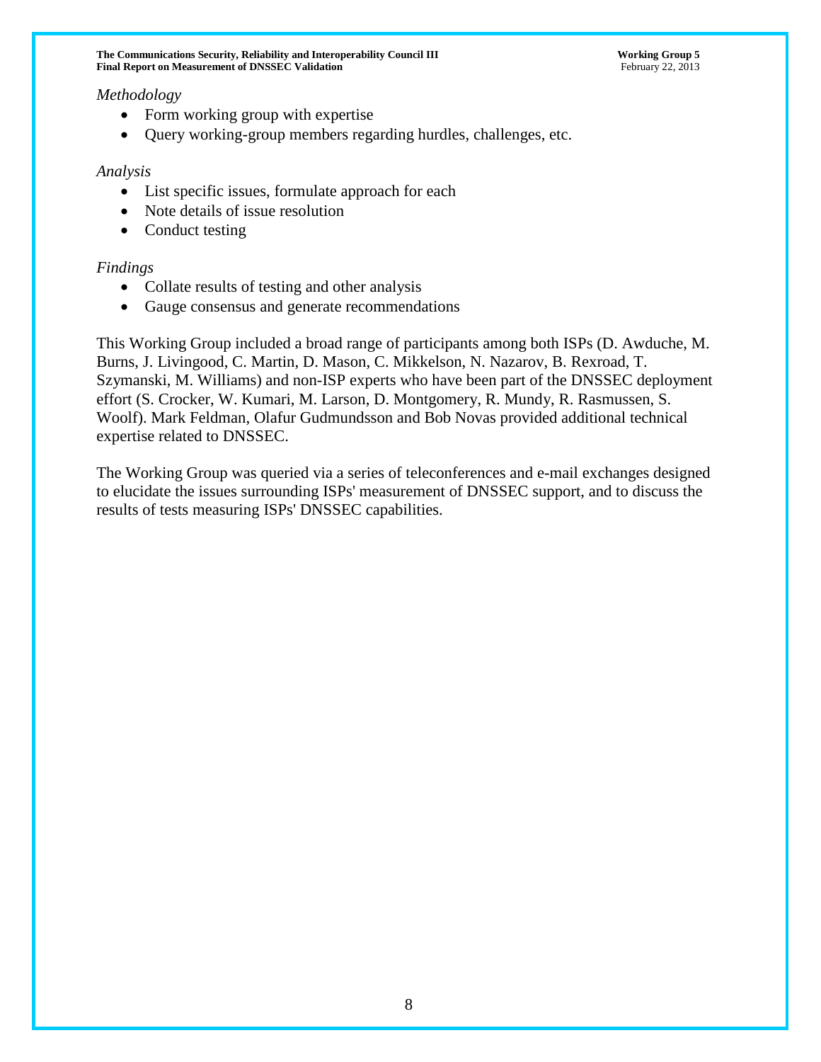*Methodology*

- Form working group with expertise
- Query working-group members regarding hurdles, challenges, etc.

*Analysis*

- List specific issues, formulate approach for each
- Note details of issue resolution
- Conduct testing

*Findings*

- Collate results of testing and other analysis
- Gauge consensus and generate recommendations

This Working Group included a broad range of participants among both ISPs (D. Awduche, M. Burns, J. Livingood, C. Martin, D. Mason, C. Mikkelson, N. Nazarov, B. Rexroad, T. Szymanski, M. Williams) and non-ISP experts who have been part of the DNSSEC deployment effort (S. Crocker, W. Kumari, M. Larson, D. Montgomery, R. Mundy, R. Rasmussen, S. Woolf). Mark Feldman, Olafur Gudmundsson and Bob Novas provided additional technical expertise related to DNSSEC.

The Working Group was queried via a series of teleconferences and e-mail exchanges designed to elucidate the issues surrounding ISPs' measurement of DNSSEC support, and to discuss the results of tests measuring ISPs' DNSSEC capabilities.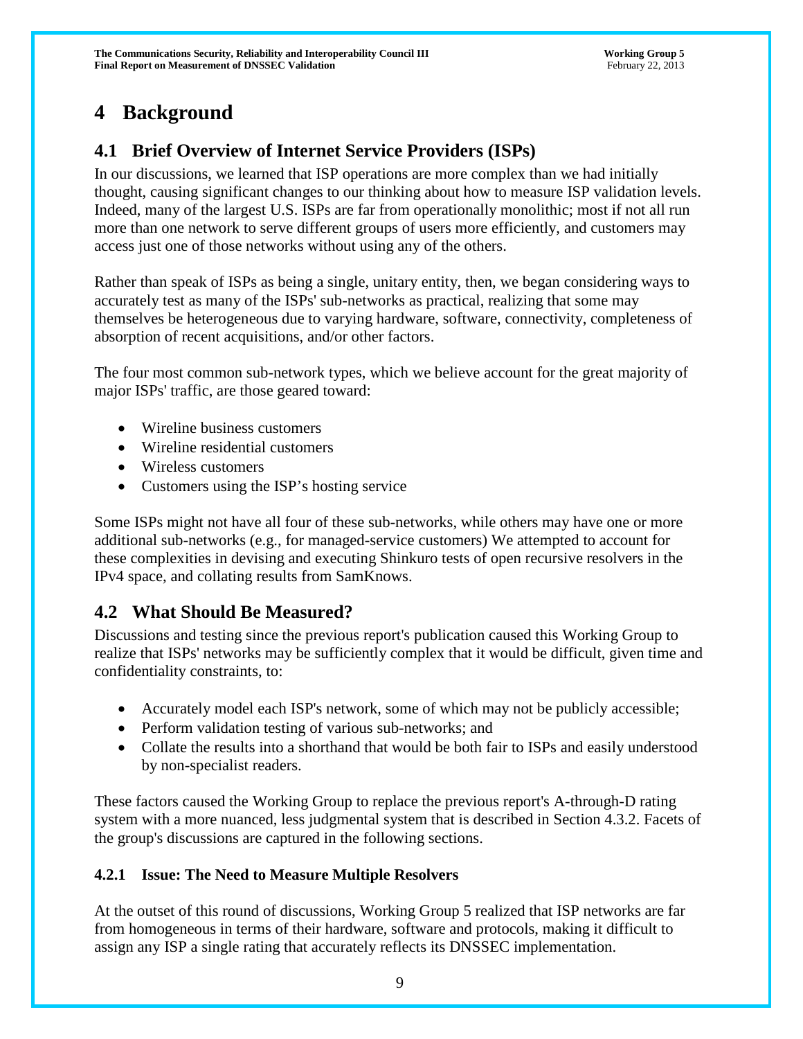# 4 Background

## 4.1 Brief Overview of Internet Service Providers (ISPs)

In our discussions, we learned that ISP operations are more complex than we had initially thought, causing significant changes to our thinking about how to measure ISP validation levels. Indeed, many of the largest U.S. ISPs are far from operationally monolithic; most if not all run more than one network to serve different groups of users more efficiently, and customers may access just one of those networks without using any of the others.

Rather than speak of ISPs as being a single, unitary entity, then, we began considering ways to accurately test as many of the ISPs' sub-networks as practical, realizing that some may themselves be heterogeneous due to varying hardware, software, connectivity, completeness of absorption of recent acquisitions, and/or other factors.

The four most common sub-network types, which we believe account for the great majority of major ISPs' traffic, are those geared toward:

- Wireline business customers
- Wireline residential customers
- Wireless customers
- Customers using the ISP's hosting service

Some ISPs might not have all four of these sub-networks, while others may have one or more additional sub-networks (e.g., for managed-service customers) We attempted to account for these complexities in devising and executing Shinkuro tests of open recursive resolvers in the IPv4 space, and collating results from SamKnows.

## 4.2 What Should Be Measured?

Discussions and testing since the previous report's publication caused this Working Group to realize that ISPs' networks may be sufficiently complex that it would be difficult, given time and confidentiality constraints, to:

- Accurately model each ISP's network, some of which may not be publicly accessible;
- Perform validation testing of various sub-networks; and
- Collate the results into a shorthand that would be both fair to ISPs and easily understood by non-specialist readers.

These factors caused the Working Group to replace the previous report's A-through-D rating system with a more nuanced, less judgmental system that is described in Section 4.3.2. Facets of the group's discussions are captured in the following sections.

### 4.2.1 Issue: The Need to Measure Multiple Resolvers

At the outset of this round of discussions, Working Group 5 realized that ISP networks are far from homogeneous in terms of their hardware, software and protocols, making it difficult to assign any ISP a single rating that accurately reflects its DNSSEC implementation.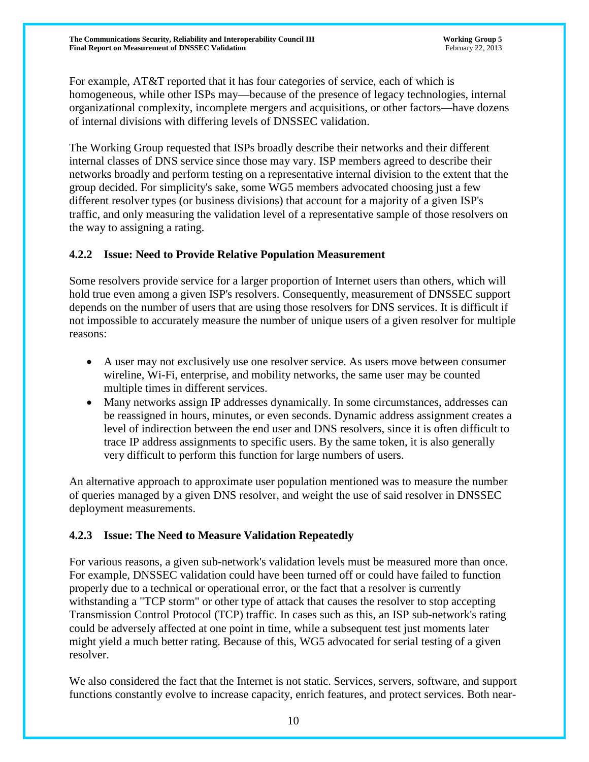For example, AT&T reported that it has four categories of service, each of which is homogeneous, while other ISPs may—because of the presence of legacy technologies, internal organizational complexity, incomplete mergers and acquisitions, or other factors—have dozens of internal divisions with differing levels of DNSSEC validation.

The Working Group requested that ISPs broadly describe their networks and their different internal classes of DNS service since those may vary. ISP members agreed to describe their networks broadly and perform testing on a representative internal division to the extent that the group decided. For simplicity's sake, some WG5 members advocated choosing just a few different resolver types (or business divisions) that account for a majority of a given ISP's traffic, and only measuring the validation level of a representative sample of those resolvers on the way to assigning a rating.

### 4.2.2 Issue: Need to Provide Relative Population Measurement

Some resolvers provide service for a larger proportion of Internet users than others, which will hold true even among a given ISP's resolvers. Consequently, measurement of DNSSEC support depends on the number of users that are using those resolvers for DNS services. It is difficult if not impossible to accurately measure the number of unique users of a given resolver for multiple reasons:

- A user may not exclusively use one resolver service. As users move between consumer wireline, Wi-Fi, enterprise, and mobility networks, the same user may be counted multiple times in different services.
- Many networks assign IP addresses dynamically. In some circumstances, addresses can be reassigned in hours, minutes, or even seconds. Dynamic address assignment creates a level of indirection between the end user and DNS resolvers, since it is often difficult to trace IP address assignments to specific users. By the same token, it is also generally very difficult to perform this function for large numbers of users.

An alternative approach to approximate user population mentioned was to measure the number of queries managed by a given DNS resolver, and weight the use of said resolver in DNSSEC deployment measurements.

### 4.2.3 Issue: The Need to Measure Validation Repeatedly

For various reasons, a given sub-network's validation levels must be measured more than once. For example, DNSSEC validation could have been turned off or could have failed to function properly due to a technical or operational error, or the fact that a resolver is currently withstanding a "TCP storm" or other type of attack that causes the resolver to stop accepting Transmission Control Protocol (TCP) traffic. In cases such as this, an ISP sub-network's rating could be adversely affected at one point in time, while a subsequent test just moments later might yield a much better rating. Because of this, WG5 advocated for serial testing of a given resolver.

We also considered the fact that the Internet is not static. Services, servers, software, and support functions constantly evolve to increase capacity, enrich features, and protect services. Both near-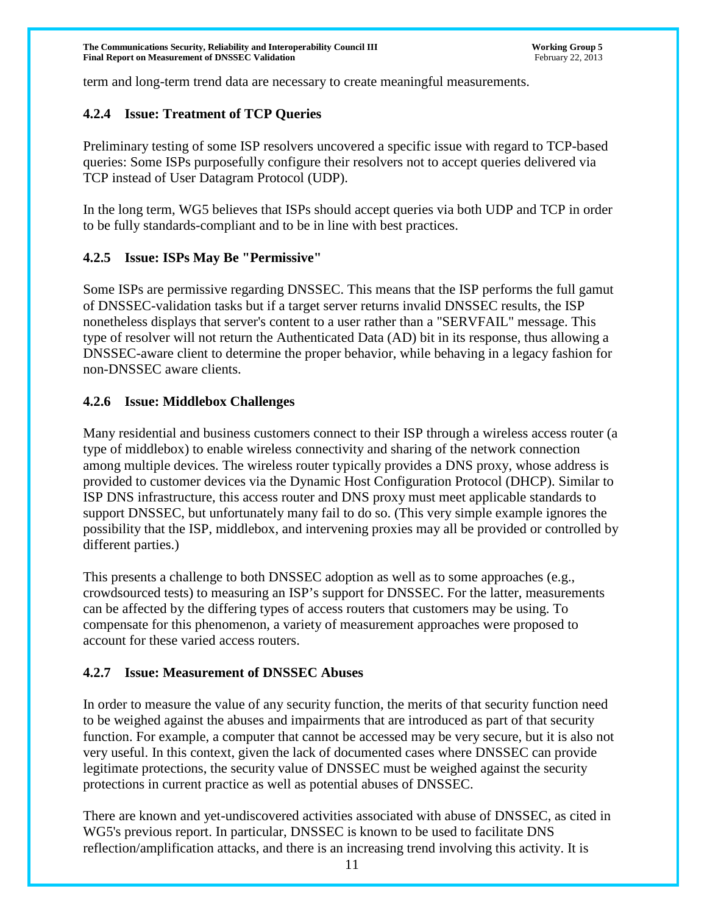term and long-term trend data are necessary to create meaningful measurements.

### 4.2.4 Issue: Treatment of TCP Queries

Preliminary testing of some ISP resolvers uncovered a specific issue with regard to TCP-based queries: Some ISPs purposefully configure their resolvers not to accept queries delivered via TCP instead of User Datagram Protocol (UDP).

In the long term, WG5 believes that ISPs should accept queries via both UDP and TCP in order to be fully standards-compliant and to be in line with best practices.

### 4.2.5 Issue: ISPs May Be "Permissive"

Some ISPs are permissive regarding DNSSEC. This means that the ISP performs the full gamut of DNSSEC-validation tasks but if a target server returns invalid DNSSEC results, the ISP nonetheless displays that server's content to a user rather than a "SERVFAIL" message. This type of resolver will not return the Authenticated Data (AD) bit in its response, thus allowing a DNSSEC-aware client to determine the proper behavior, while behaving in a legacy fashion for non-DNSSEC aware clients.

### 4.2.6 Issue: Middlebox Challenges

Many residential and business customers connect to their ISP through a wireless access router (a type of middlebox) to enable wireless connectivity and sharing of the network connection among multiple devices. The wireless router typically provides a DNS proxy, whose address is provided to customer devices via the Dynamic Host Configuration Protocol (DHCP). Similar to ISP DNS infrastructure, this access router and DNS proxy must meet applicable standards to support DNSSEC, but unfortunately many fail to do so. (This very simple example ignores the possibility that the ISP, middlebox, and intervening proxies may all be provided or controlled by different parties.)

This presents a challenge to both DNSSEC adoption as well as to some approaches (e.g., crowdsourced tests) to measuring an ISP's support for DNSSEC. For the latter, measurements can be affected by the differing types of access routers that customers may be using. To compensate for this phenomenon, a variety of measurement approaches were proposed to account for these varied access routers.

### 4.2.7 Issue: Measurement of DNSSEC Abuses

In order to measure the value of any security function, the merits of that security function need to be weighed against the abuses and impairments that are introduced as part of that security function. For example, a computer that cannot be accessed may be very secure, but it is also not very useful. In this context, given the lack of documented cases where DNSSEC can provide legitimate protections, the security value of DNSSEC must be weighed against the security protections in current practice as well as potential abuses of DNSSEC.

There are known and yet-undiscovered activities associated with abuse of DNSSEC, as cited in WG5's previous report. In particular, DNSSEC is known to be used to facilitate DNS reflection/amplification attacks, and there is an increasing trend involving this activity. It is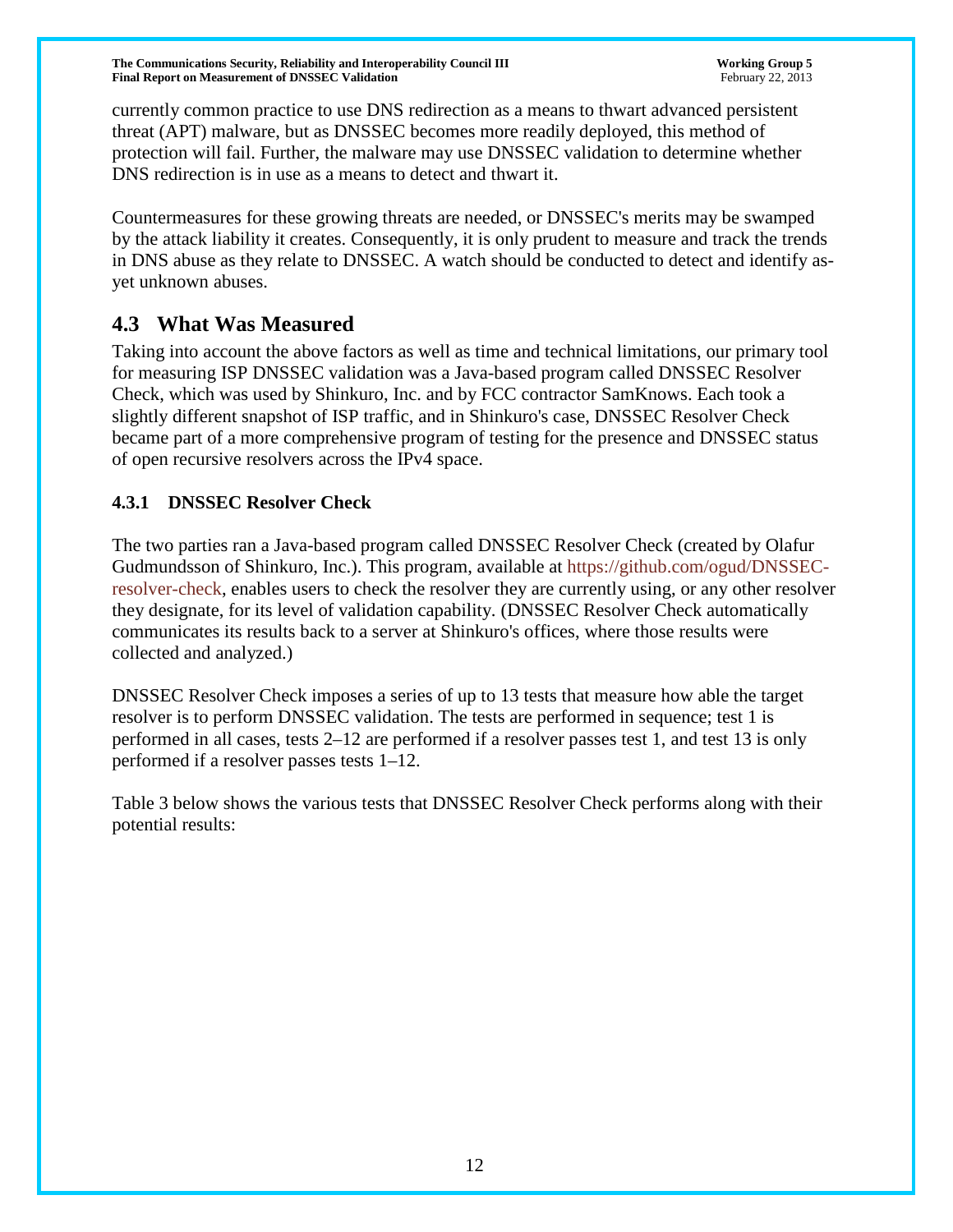currently common practice to use DNS redirection as a means to thwart advanced persistent threat (APT) malware, but as DNSSEC becomes more readily deployed, this method of protection will fail. Further, the malware may use DNSSEC validation to determine whether DNS redirection is in use as a means to detect and thwart it.

Countermeasures for these growing threats are needed, or DNSSEC's merits may be swamped by the attack liability it creates. Consequently, it is only prudent to measure and track the trends in DNS abuse as they relate to DNSSEC. A watch should be conducted to detect and identify as-yet unknown abuses.

## 4.3 What Was Measured

Taking into account the above factors as well as time and technical limitations, our primary tool for measuring ISP DNSSEC validation was a Java-based program called DNSSEC Resolver Check, which was used by Shinkuro, Inc. and by FCC contractor SamKnows. Each took a slightly different snapshot of ISP traffic, and in Shinkuro's case, DNSSEC Resolver Check became part of a more comprehensive program of testing for the presence and DNSSEC status of open recursive resolvers across the IPv4 space.

### 4.3.1 DNSSEC Resolver Check

The two parties ran a Java-based program called DNSSEC Resolver Check (created by Olafur Gudmundsson of Shinkuro, Inc.). This program, available at https://github.com/ogud/DNSSEC-resolver-check, enables users to check the resolver they are currently using, or any other resolver they designate, for its level of validation capability. (DNSSEC Resolver Check automatically communicates its results back to a server at Shinkuro's offices, where those results were collected and analyzed.)

DNSSEC Resolver Check imposes a series of up to 13 tests that measure how able the target resolver is to perform DNSSEC validation. The tests are performed in sequence; test 1 is performed in all cases, tests 2–12 are performed if a resolver passes test 1, and test 13 is only performed if a resolver passes tests 1–12.

Table 3 below shows the various tests that DNSSEC Resolver Check performs along with their potential results: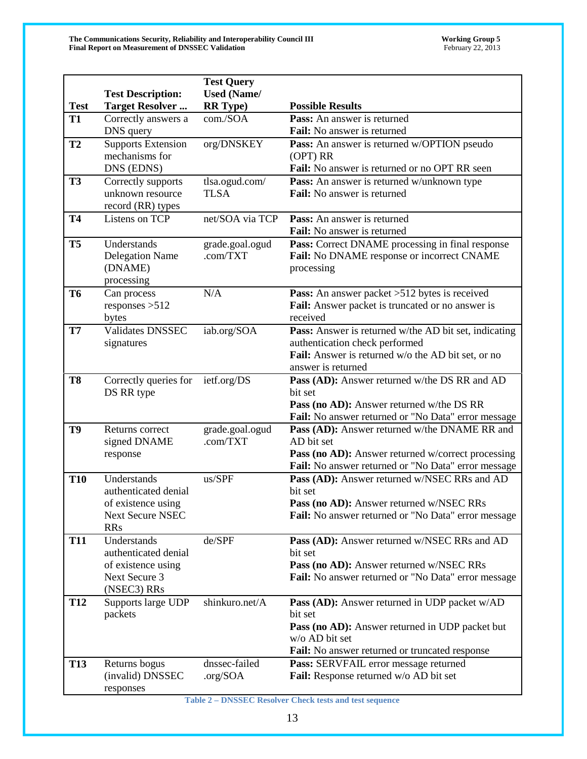| Test | Test Description: Target Resolver ... | Test Query Used (Name/ RR Type) | Possible Results |
|---|---|---|---|
| **T1** | Correctly answers a DNS query | com./SOA | **Pass:** An answer is returned<br>**Fail:** No answer is returned |
| **T2** | Supports Extension mechanisms for DNS (EDNS) | org/DNSKEY | **Pass:** An answer is returned w/OPTION pseudo (OPT) RR<br>**Fail:** No answer is returned or no OPT RR seen |
| **T3** | Correctly supports unknown resource record (RR) types | tlsa.ogud.com/ TLSA | **Pass:** An answer is returned w/unknown type<br>**Fail:** No answer is returned |
| **T4** | Listens on TCP | net/SOA via TCP | **Pass:** An answer is returned<br>**Fail:** No answer is returned |
| **T5** | Understands Delegation Name (DNAME) processing | grade.goal.ogud .com/TXT | **Pass:** Correct DNAME processing in final response<br>**Fail:** No DNAME response or incorrect CNAME processing |
| **T6** | Can process responses >512 bytes | N/A | **Pass:** An answer packet >512 bytes is received<br>**Fail:** Answer packet is truncated or no answer is received |
| **T7** | Validates DNSSEC signatures | iab.org/SOA | **Pass:** Answer is returned w/the AD bit set, indicating authentication check performed<br>**Fail:** Answer is returned w/o the AD bit set, or no answer is returned |
| **T8** | Correctly queries for DS RR type | ietf.org/DS | **Pass (AD):** Answer returned w/the DS RR and AD bit set<br>**Pass (no AD):** Answer returned w/the DS RR<br>**Fail:** No answer returned or "No Data" error message |
| **T9** | Returns correct signed DNAME response | grade.goal.ogud .com/TXT | **Pass (AD):** Answer returned w/the DNAME RR and AD bit set<br>**Pass (no AD):** Answer returned w/correct processing<br>**Fail:** No answer returned or "No Data" error message |
| **T10** | Understands authenticated denial of existence using Next Secure NSEC RRs | us/SPF | **Pass (AD):** Answer returned w/NSEC RRs and AD bit set<br>**Pass (no AD):** Answer returned w/NSEC RRs<br>**Fail:** No answer returned or "No Data" error message |
| **T11** | Understands authenticated denial of existence using Next Secure 3 (NSEC3) RRs | de/SPF | **Pass (AD):** Answer returned w/NSEC RRs and AD bit set<br>**Pass (no AD):** Answer returned w/NSEC RRs<br>**Fail:** No answer returned or "No Data" error message |
| **T12** | Supports large UDP packets | shinkuro.net/A | **Pass (AD):** Answer returned in UDP packet w/AD bit set<br>**Pass (no AD):** Answer returned in UDP packet but w/o AD bit set<br>**Fail:** No answer returned or truncated response |
| **T13** | Returns bogus (invalid) DNSSEC responses | dnssec-failed .org/SOA | **Pass:** SERVFAIL error message returned<br>**Fail:** Response returned w/o AD bit set |

**Table 2 – DNSSEC Resolver Check tests and test sequence**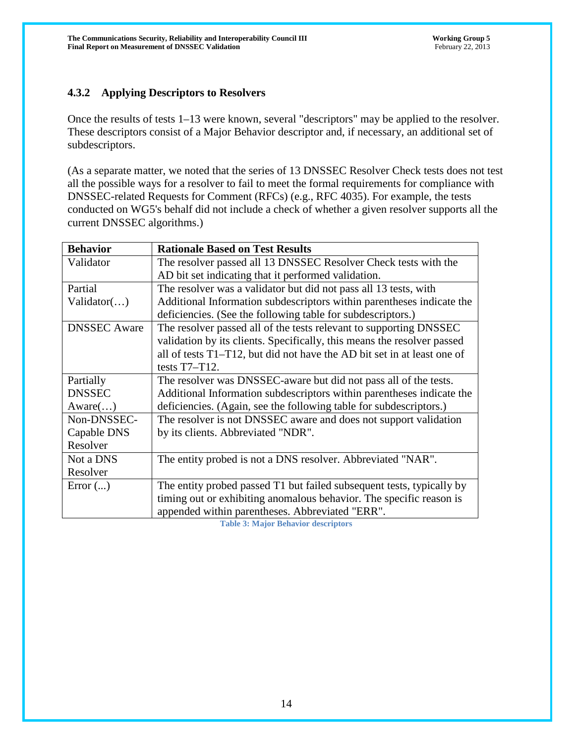### 4.3.2 Applying Descriptors to Resolvers

Once the results of tests 1–13 were known, several "descriptors" may be applied to the resolver. These descriptors consist of a Major Behavior descriptor and, if necessary, an additional set of subdescriptors.

(As a separate matter, we noted that the series of 13 DNSSEC Resolver Check tests does not test all the possible ways for a resolver to fail to meet the formal requirements for compliance with DNSSEC-related Requests for Comment (RFCs) (e.g., RFC 4035). For example, the tests conducted on WG5's behalf did not include a check of whether a given resolver supports all the current DNSSEC algorithms.)

| Behavior | Rationale Based on Test Results |
|---|---|
| Validator | The resolver passed all 13 DNSSEC Resolver Check tests with the AD bit set indicating that it performed validation. |
| Partial Validator(…) | The resolver was a validator but did not pass all 13 tests, with Additional Information subdescriptors within parentheses indicate the deficiencies. (See the following table for subdescriptors.) |
| DNSSEC Aware | The resolver passed all of the tests relevant to supporting DNSSEC validation by its clients. Specifically, this means the resolver passed all of tests T1–T12, but did not have the AD bit set in at least one of tests T7–T12. |
| Partially DNSSEC Aware(…) | The resolver was DNSSEC-aware but did not pass all of the tests. Additional Information subdescriptors within parentheses indicate the deficiencies. (Again, see the following table for subdescriptors.) |
| Non-DNSSEC-Capable DNS Resolver | The resolver is not DNSSEC aware and does not support validation by its clients. Abbreviated "NDR". |
| Not a DNS Resolver | The entity probed is not a DNS resolver. Abbreviated "NAR". |
| Error (...) | The entity probed passed T1 but failed subsequent tests, typically by timing out or exhibiting anomalous behavior. The specific reason is appended within parentheses. Abbreviated "ERR". |

Table 3: Major Behavior descriptors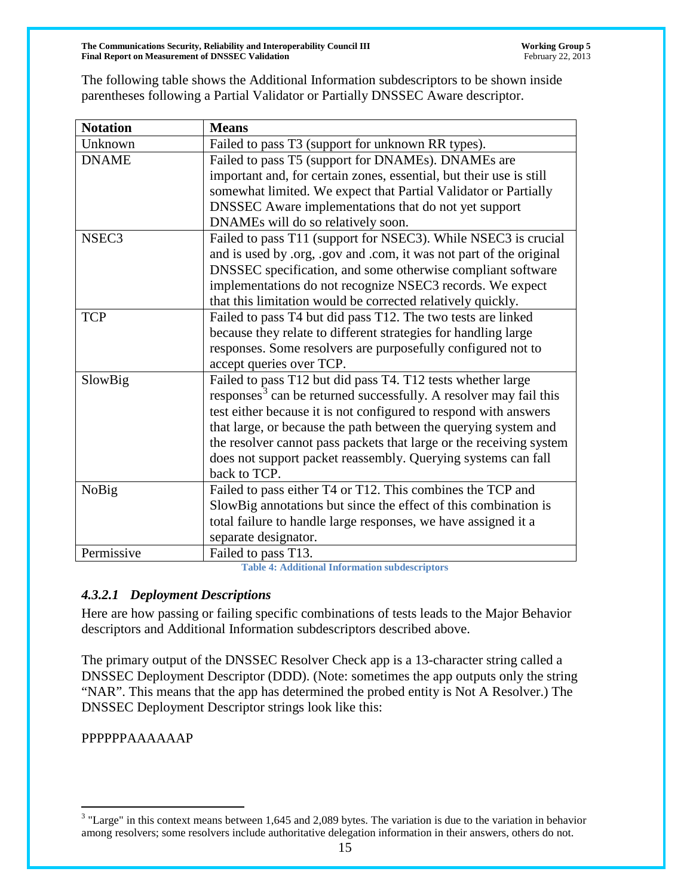The following table shows the Additional Information subdescriptors to be shown inside parentheses following a Partial Validator or Partially DNSSEC Aware descriptor.

| Notation | Means |
|---|---|
| Unknown | Failed to pass T3 (support for unknown RR types). |
| DNAME | Failed to pass T5 (support for DNAMEs). DNAMEs are important and, for certain zones, essential, but their use is still somewhat limited. We expect that Partial Validator or Partially DNSSEC Aware implementations that do not yet support DNAMEs will do so relatively soon. |
| NSEC3 | Failed to pass T11 (support for NSEC3). While NSEC3 is crucial and is used by .org, .gov and .com, it was not part of the original DNSSEC specification, and some otherwise compliant software implementations do not recognize NSEC3 records. We expect that this limitation would be corrected relatively quickly. |
| TCP | Failed to pass T4 but did pass T12. The two tests are linked because they relate to different strategies for handling large responses. Some resolvers are purposefully configured not to accept queries over TCP. |
| SlowBig | Failed to pass T12 but did pass T4. T12 tests whether large responses[3] can be returned successfully. A resolver may fail this test either because it is not configured to respond with answers that large, or because the path between the querying system and the resolver cannot pass packets that large or the receiving system does not support packet reassembly. Querying systems can fall back to TCP. |
| NoBig | Failed to pass either T4 or T12. This combines the TCP and SlowBig annotations but since the effect of this combination is total failure to handle large responses, we have assigned it a separate designator. |
| Permissive | Failed to pass T13. |

Table 4: Additional Information subdescriptors

#### *4.3.2.1 Deployment Descriptions*

Here are how passing or failing specific combinations of tests leads to the Major Behavior descriptors and Additional Information subdescriptors described above.

The primary output of the DNSSEC Resolver Check app is a 13-character string called a DNSSEC Deployment Descriptor (DDD). (Note: sometimes the app outputs only the string "NAR". This means that the app has determined the probed entity is Not A Resolver.) The DNSSEC Deployment Descriptor strings look like this:

PPPPPPAAAAAAP

[3] "Large" in this context means between 1,645 and 2,089 bytes. The variation is due to the variation in behavior among resolvers; some resolvers include authoritative delegation information in their answers, others do not.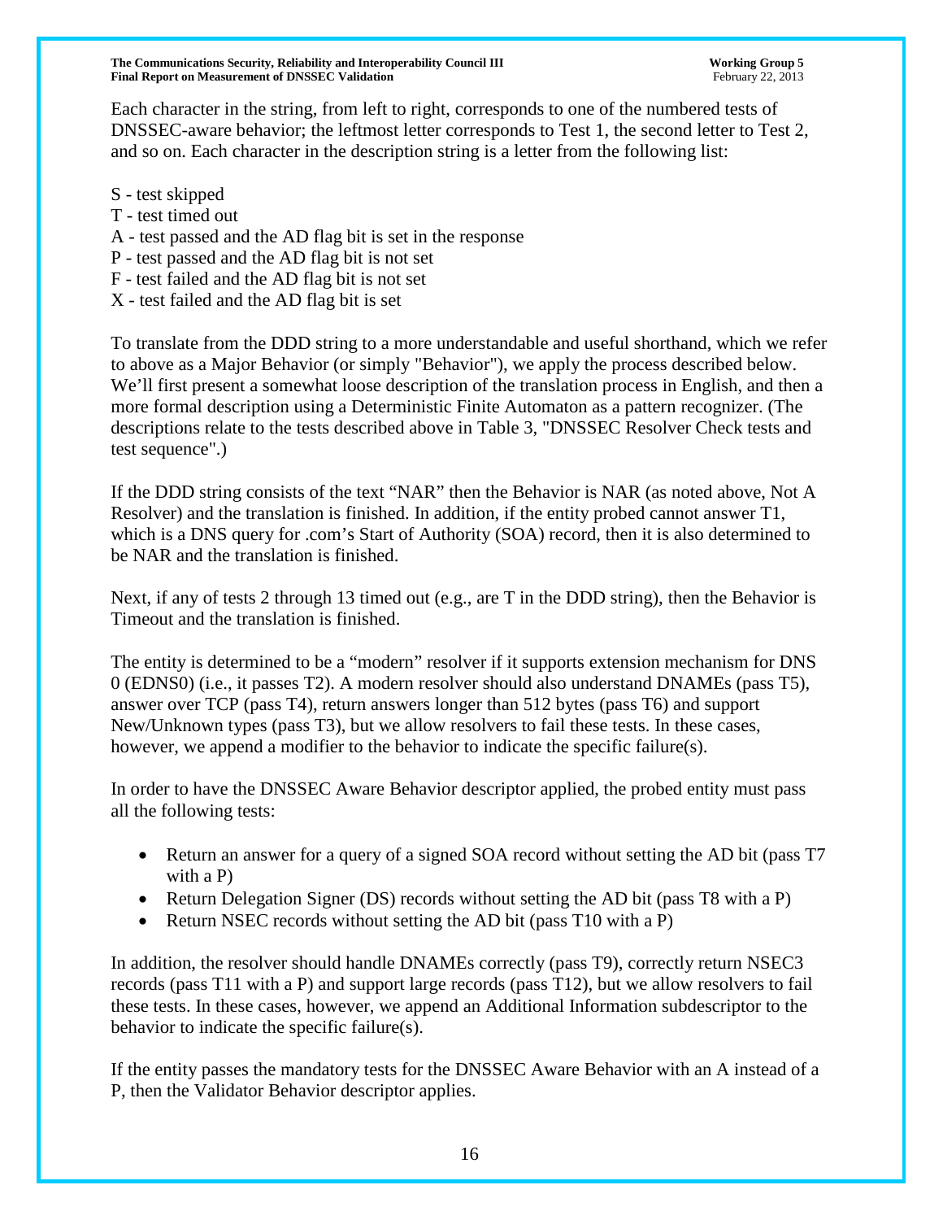Each character in the string, from left to right, corresponds to one of the numbered tests of DNSSEC-aware behavior; the leftmost letter corresponds to Test 1, the second letter to Test 2, and so on. Each character in the description string is a letter from the following list:

S - test skipped
T - test timed out
A - test passed and the AD flag bit is set in the response
P - test passed and the AD flag bit is not set
F - test failed and the AD flag bit is not set
X - test failed and the AD flag bit is set

To translate from the DDD string to a more understandable and useful shorthand, which we refer to above as a Major Behavior (or simply "Behavior"), we apply the process described below. We'll first present a somewhat loose description of the translation process in English, and then a more formal description using a Deterministic Finite Automaton as a pattern recognizer. (The descriptions relate to the tests described above in Table 3, "DNSSEC Resolver Check tests and test sequence".)

If the DDD string consists of the text "NAR" then the Behavior is NAR (as noted above, Not A Resolver) and the translation is finished. In addition, if the entity probed cannot answer T1, which is a DNS query for .com's Start of Authority (SOA) record, then it is also determined to be NAR and the translation is finished.

Next, if any of tests 2 through 13 timed out (e.g., are T in the DDD string), then the Behavior is Timeout and the translation is finished.

The entity is determined to be a "modern" resolver if it supports extension mechanism for DNS 0 (EDNS0) (i.e., it passes T2). A modern resolver should also understand DNAMEs (pass T5), answer over TCP (pass T4), return answers longer than 512 bytes (pass T6) and support New/Unknown types (pass T3), but we allow resolvers to fail these tests. In these cases, however, we append a modifier to the behavior to indicate the specific failure(s).

In order to have the DNSSEC Aware Behavior descriptor applied, the probed entity must pass all the following tests:

- Return an answer for a query of a signed SOA record without setting the AD bit (pass T7 with a P)
- Return Delegation Signer (DS) records without setting the AD bit (pass T8 with a P)
- Return NSEC records without setting the AD bit (pass T10 with a P)

In addition, the resolver should handle DNAMEs correctly (pass T9), correctly return NSEC3 records (pass T11 with a P) and support large records (pass T12), but we allow resolvers to fail these tests. In these cases, however, we append an Additional Information subdescriptor to the behavior to indicate the specific failure(s).

If the entity passes the mandatory tests for the DNSSEC Aware Behavior with an A instead of a P, then the Validator Behavior descriptor applies.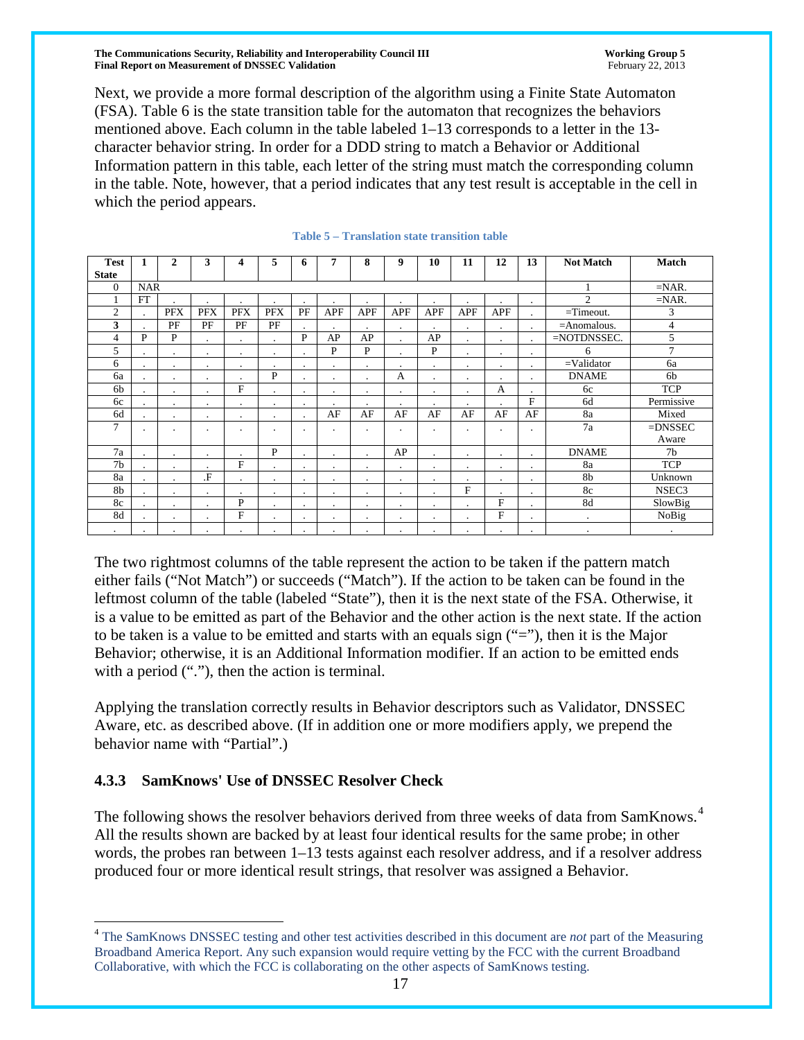Next, we provide a more formal description of the algorithm using a Finite State Automaton (FSA). Table 6 is the state transition table for the automaton that recognizes the behaviors mentioned above. Each column in the table labeled 1–13 corresponds to a letter in the 13-character behavior string. In order for a DDD string to match a Behavior or Additional Information pattern in this table, each letter of the string must match the corresponding column in the table. Note, however, that a period indicates that any test result is acceptable in the cell in which the period appears.

**Table 5 – Translation state transition table**

| Test State | 1 | 2 | 3 | 4 | 5 | 6 | 7 | 8 | 9 | 10 | 11 | 12 | 13 | Not Match | Match |
|---|---|---|---|---|---|---|---|---|---|---|---|---|---|---|---|
| 0 | NAR | | | | | | | | | | | | | 1 | =NAR. |
| 1 | FT | . | . | . | . | . | . | . | . | . | . | . | . | 2 | =NAR. |
| 2 | . | PFX | PFX | PFX | PFX | PF | APF | APF | APF | APF | APF | APF | . | =Timeout. | 3 |
| 3 | . | PF | PF | PF | PF | . | . | . | . | . | . | . | . | =Anomalous. | 4 |
| 4 | P | P | . | . | . | P | AP | AP | . | AP | . | . | . | =NOTDNSSEC. | 5 |
| 5 | . | . | . | . | . | . | P | P | . | P | . | . | . | 6 | 7 |
| 6 | . | . | . | . | . | . | . | . | . | . | . | . | . | =Validator | 6a |
| 6a | . | . | . | . | P | . | . | . | A | . | . | . | . | DNAME | 6b |
| 6b | . | . | . | F | . | . | . | . | . | . | . | A | . | 6c | TCP |
| 6c | . | . | . | . | . | . | . | . | . | . | . | . | F | 6d | Permissive |
| 6d | . | . | . | . | . | . | AF | AF | AF | AF | AF | AF | AF | 8a | Mixed |
| 7 | . | . | . | . | . | . | . | . | . | . | . | . | . | 7a | =DNSSEC Aware |
| 7a | . | . | . | . | P | . | . | . | AP | . | . | . | . | DNAME | 7b |
| 7b | . | . | . | F | . | . | . | . | . | . | . | . | . | 8a | TCP |
| 8a | . | . | .F | . | . | . | . | . | . | . | . | . | . | 8b | Unknown |
| 8b | . | . | . | . | . | . | . | . | . | . | F | . | . | 8c | NSEC3 |
| 8c | . | . | . | P | . | . | . | . | . | . | . | F | . | 8d | SlowBig |
| 8d | . | . | . | F | . | . | . | . | . | . | . | F | . | . | NoBig |
| . | . | . | . | . | . | . | . | . | . | . | . | . | . | . | . |

The two rightmost columns of the table represent the action to be taken if the pattern match either fails ("Not Match") or succeeds ("Match"). If the action to be taken can be found in the leftmost column of the table (labeled "State"), then it is the next state of the FSA. Otherwise, it is a value to be emitted as part of the Behavior and the other action is the next state. If the action to be taken is a value to be emitted and starts with an equals sign ("="), then it is the Major Behavior; otherwise, it is an Additional Information modifier. If an action to be emitted ends with a period ("."), then the action is terminal.

Applying the translation correctly results in Behavior descriptors such as Validator, DNSSEC Aware, etc. as described above. (If in addition one or more modifiers apply, we prepend the behavior name with "Partial".)

### 4.3.3 SamKnows' Use of DNSSEC Resolver Check

The following shows the resolver behaviors derived from three weeks of data from SamKnows.[4] All the results shown are backed by at least four identical results for the same probe; in other words, the probes ran between 1–13 tests against each resolver address, and if a resolver address produced four or more identical result strings, that resolver was assigned a Behavior.

[4] The SamKnows DNSSEC testing and other test activities described in this document are *not* part of the Measuring Broadband America Report. Any such expansion would require vetting by the FCC with the current Broadband Collaborative, with which the FCC is collaborating on the other aspects of SamKnows testing.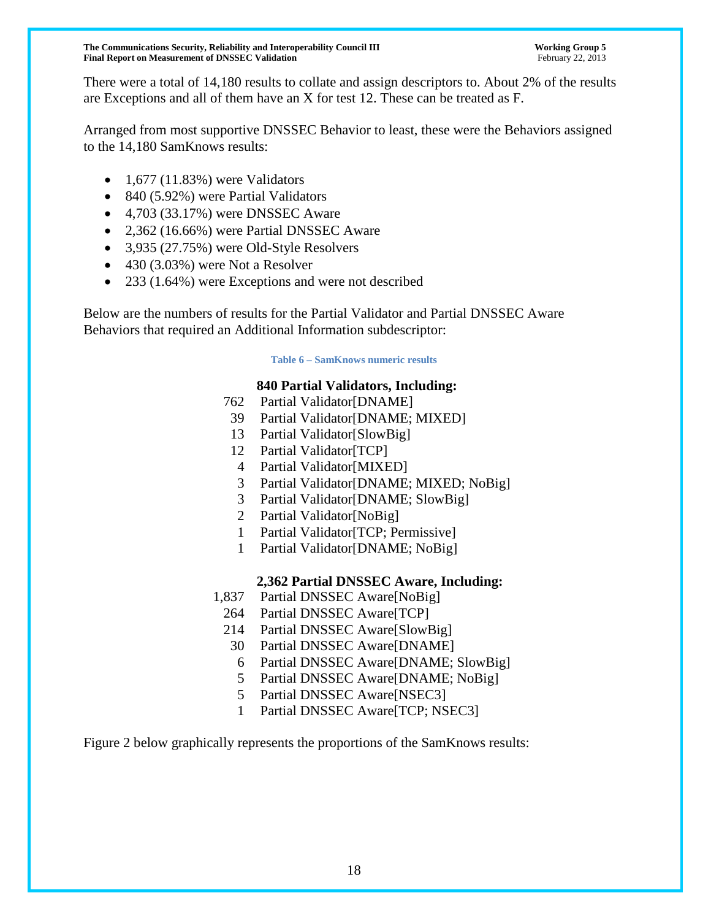There were a total of 14,180 results to collate and assign descriptors to. About 2% of the results are Exceptions and all of them have an X for test 12. These can be treated as F.

Arranged from most supportive DNSSEC Behavior to least, these were the Behaviors assigned to the 14,180 SamKnows results:

- 1,677 (11.83%) were Validators
- 840 (5.92%) were Partial Validators
- 4,703 (33.17%) were DNSSEC Aware
- 2,362 (16.66%) were Partial DNSSEC Aware
- 3,935 (27.75%) were Old-Style Resolvers
- 430 (3.03%) were Not a Resolver
- 233 (1.64%) were Exceptions and were not described

Below are the numbers of results for the Partial Validator and Partial DNSSEC Aware Behaviors that required an Additional Information subdescriptor:

Table 6 – SamKnows numeric results

| | **840 Partial Validators, Including:** |
|---:|---|
| 762 | Partial Validator[DNAME] |
| 39 | Partial Validator[DNAME; MIXED] |
| 13 | Partial Validator[SlowBig] |
| 12 | Partial Validator[TCP] |
| 4 | Partial Validator[MIXED] |
| 3 | Partial Validator[DNAME; MIXED; NoBig] |
| 3 | Partial Validator[DNAME; SlowBig] |
| 2 | Partial Validator[NoBig] |
| 1 | Partial Validator[TCP; Permissive] |
| 1 | Partial Validator[DNAME; NoBig] |
| | **2,362 Partial DNSSEC Aware, Including:** |
| 1,837 | Partial DNSSEC Aware[NoBig] |
| 264 | Partial DNSSEC Aware[TCP] |
| 214 | Partial DNSSEC Aware[SlowBig] |
| 30 | Partial DNSSEC Aware[DNAME] |
| 6 | Partial DNSSEC Aware[DNAME; SlowBig] |
| 5 | Partial DNSSEC Aware[DNAME; NoBig] |
| 5 | Partial DNSSEC Aware[NSEC3] |
| 1 | Partial DNSSEC Aware[TCP; NSEC3] |

Figure 2 below graphically represents the proportions of the SamKnows results: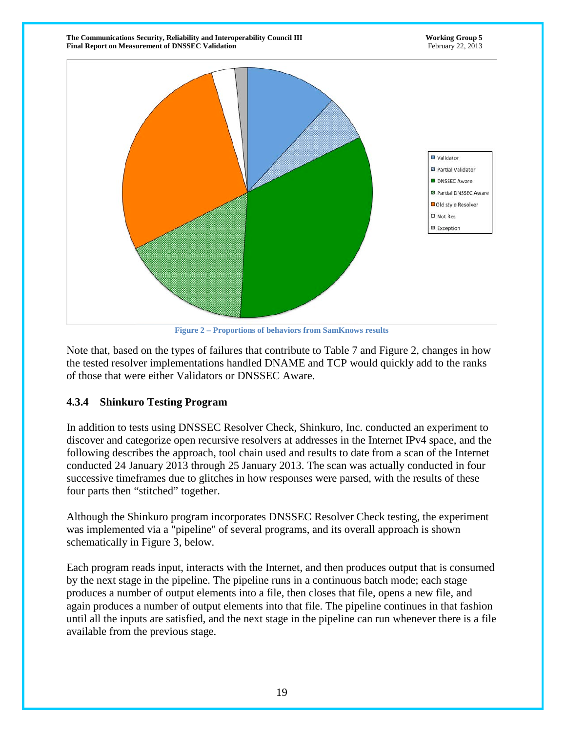Figure 2 – Proportions of behaviors from SamKnows results

Note that, based on the types of failures that contribute to Table 7 and Figure 2, changes in how the tested resolver implementations handled DNAME and TCP would quickly add to the ranks of those that were either Validators or DNSSEC Aware.

### 4.3.4 Shinkuro Testing Program

In addition to tests using DNSSEC Resolver Check, Shinkuro, Inc. conducted an experiment to discover and categorize open recursive resolvers at addresses in the Internet IPv4 space, and the following describes the approach, tool chain used and results to date from a scan of the Internet conducted 24 January 2013 through 25 January 2013. The scan was actually conducted in four successive timeframes due to glitches in how responses were parsed, with the results of these four parts then "stitched" together.

Although the Shinkuro program incorporates DNSSEC Resolver Check testing, the experiment was implemented via a "pipeline" of several programs, and its overall approach is shown schematically in Figure 3, below.

Each program reads input, interacts with the Internet, and then produces output that is consumed by the next stage in the pipeline. The pipeline runs in a continuous batch mode; each stage produces a number of output elements into a file, then closes that file, opens a new file, and again produces a number of output elements into that file. The pipeline continues in that fashion until all the inputs are satisfied, and the next stage in the pipeline can run whenever there is a file available from the previous stage.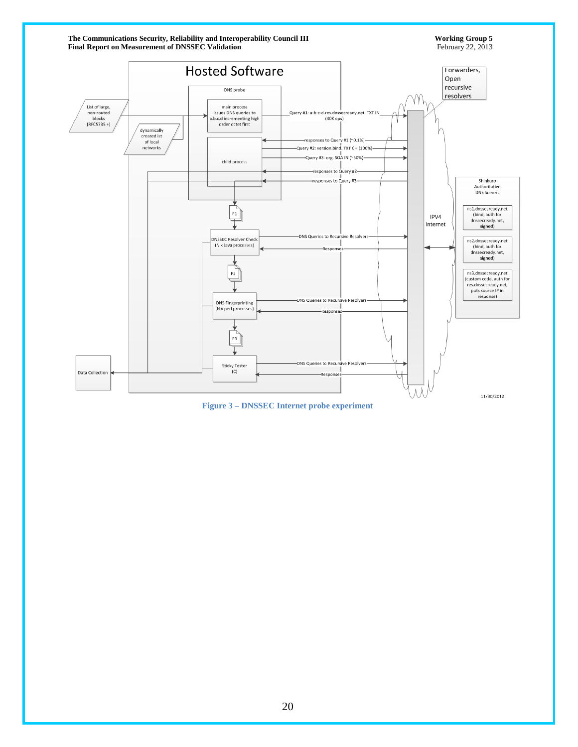**Hosted Software**

DNS probe

- List of large, non-routed blocks (RFC5735 +)
- dynamically created ist of local networks
- main process: Issues DNS queries to a.b.c.d incrementing high order octet first
- child process
- P1
- DNSSEC Resolver Check (N x Java processes)
- P2
- DNS Fingerprinting (N x perl processes)
- P3
- Sticky Tester (C)
- Data Collection

Query #1: a-b-c-d.res.dnssecready.net. TXT IN (40K qps)

responses to Query #1 (~0.1%)

Query #2: version.bind. TXT CH (100%)

Query #3: org. SOA IN (~50%)

responses to Query #2

responses to Query #3

DNS Queries to Recursive Resolvers

Responses

Forwarders, Open recursive resolvers

IPV4 Internet

Shinkuro Authoritative DNS Servers

- ns1.dnssecready.net (bind, auth for dnssecready.net, **signed**)
- ns2.dnssecready.net (bind, auth for dnssecready.net, **signed**)
- ns3.dnssecready.net (custom code, auth for res.dnssecready.net, puts source IP in response)

11/30/2012

**Figure 3 – DNSSEC Internet probe experiment**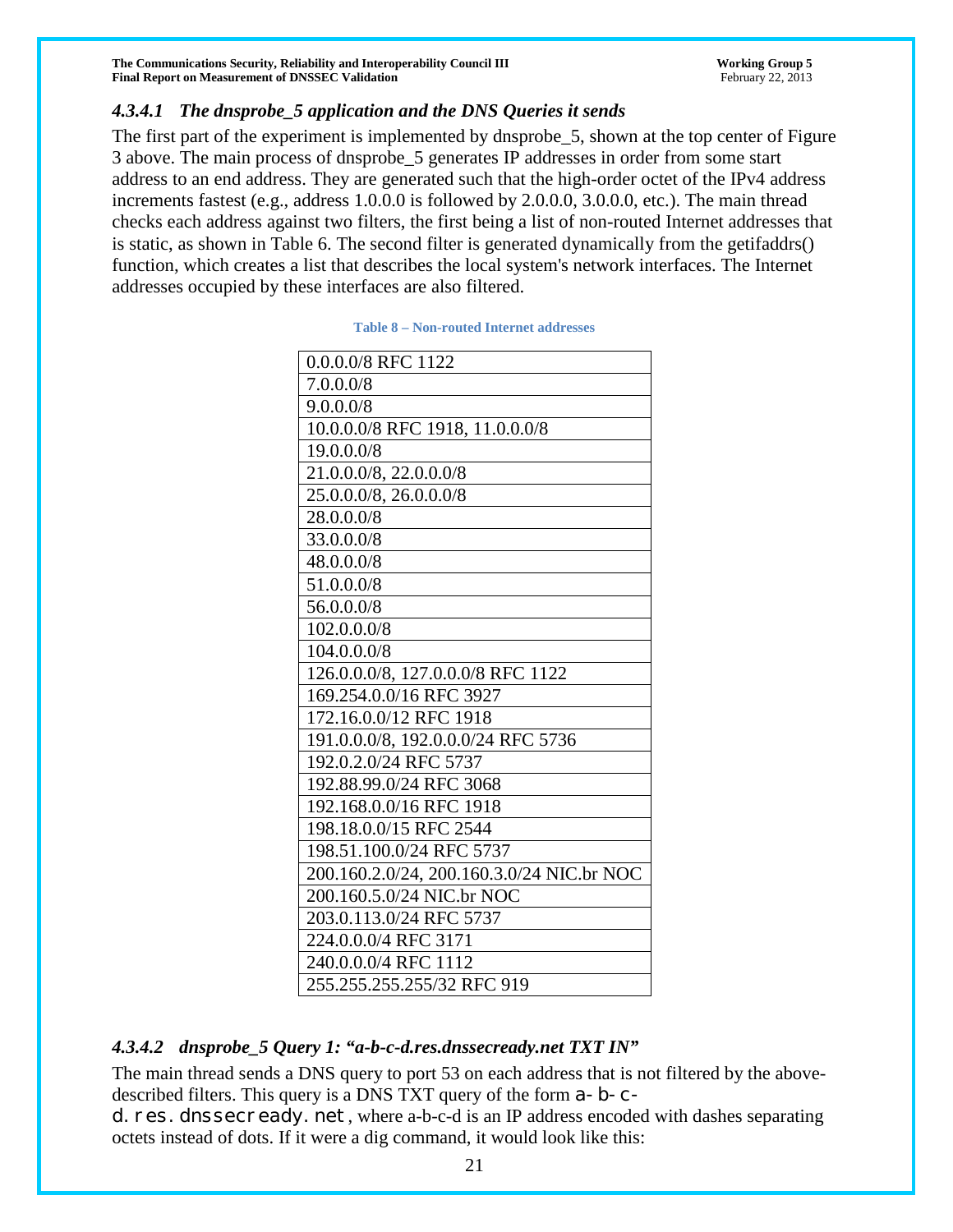#### 4.3.4.1 The dnsprobe_5 application and the DNS Queries it sends

The first part of the experiment is implemented by dnsprobe_5, shown at the top center of Figure 3 above. The main process of dnsprobe_5 generates IP addresses in order from some start address to an end address. They are generated such that the high-order octet of the IPv4 address increments fastest (e.g., address 1.0.0.0 is followed by 2.0.0.0, 3.0.0.0, etc.). The main thread checks each address against two filters, the first being a list of non-routed Internet addresses that is static, as shown in Table 6. The second filter is generated dynamically from the getifaddrs() function, which creates a list that describes the local system's network interfaces. The Internet addresses occupied by these interfaces are also filtered.

**Table 8 – Non-routed Internet addresses**

| |
|---|
| 0.0.0.0/8 RFC 1122 |
| 7.0.0.0/8 |
| 9.0.0.0/8 |
| 10.0.0.0/8 RFC 1918, 11.0.0.0/8 |
| 19.0.0.0/8 |
| 21.0.0.0/8, 22.0.0.0/8 |
| 25.0.0.0/8, 26.0.0.0/8 |
| 28.0.0.0/8 |
| 33.0.0.0/8 |
| 48.0.0.0/8 |
| 51.0.0.0/8 |
| 56.0.0.0/8 |
| 102.0.0.0/8 |
| 104.0.0.0/8 |
| 126.0.0.0/8, 127.0.0.0/8 RFC 1122 |
| 169.254.0.0/16 RFC 3927 |
| 172.16.0.0/12 RFC 1918 |
| 191.0.0.0/8, 192.0.0.0/24 RFC 5736 |
| 192.0.2.0/24 RFC 5737 |
| 192.88.99.0/24 RFC 3068 |
| 192.168.0.0/16 RFC 1918 |
| 198.18.0.0/15 RFC 2544 |
| 198.51.100.0/24 RFC 5737 |
| 200.160.2.0/24, 200.160.3.0/24 NIC.br NOC |
| 200.160.5.0/24 NIC.br NOC |
| 203.0.113.0/24 RFC 5737 |
| 224.0.0.0/4 RFC 3171 |
| 240.0.0.0/4 RFC 1112 |
| 255.255.255.255/32 RFC 919 |

#### 4.3.4.2 dnsprobe_5 Query 1: "a-b-c-d.res.dnssecready.net TXT IN"

The main thread sends a DNS query to port 53 on each address that is not filtered by the above-described filters. This query is a DNS TXT query of the form `a-b-c-d.res.dnssecready.net`, where a-b-c-d is an IP address encoded with dashes separating octets instead of dots. If it were a dig command, it would look like this: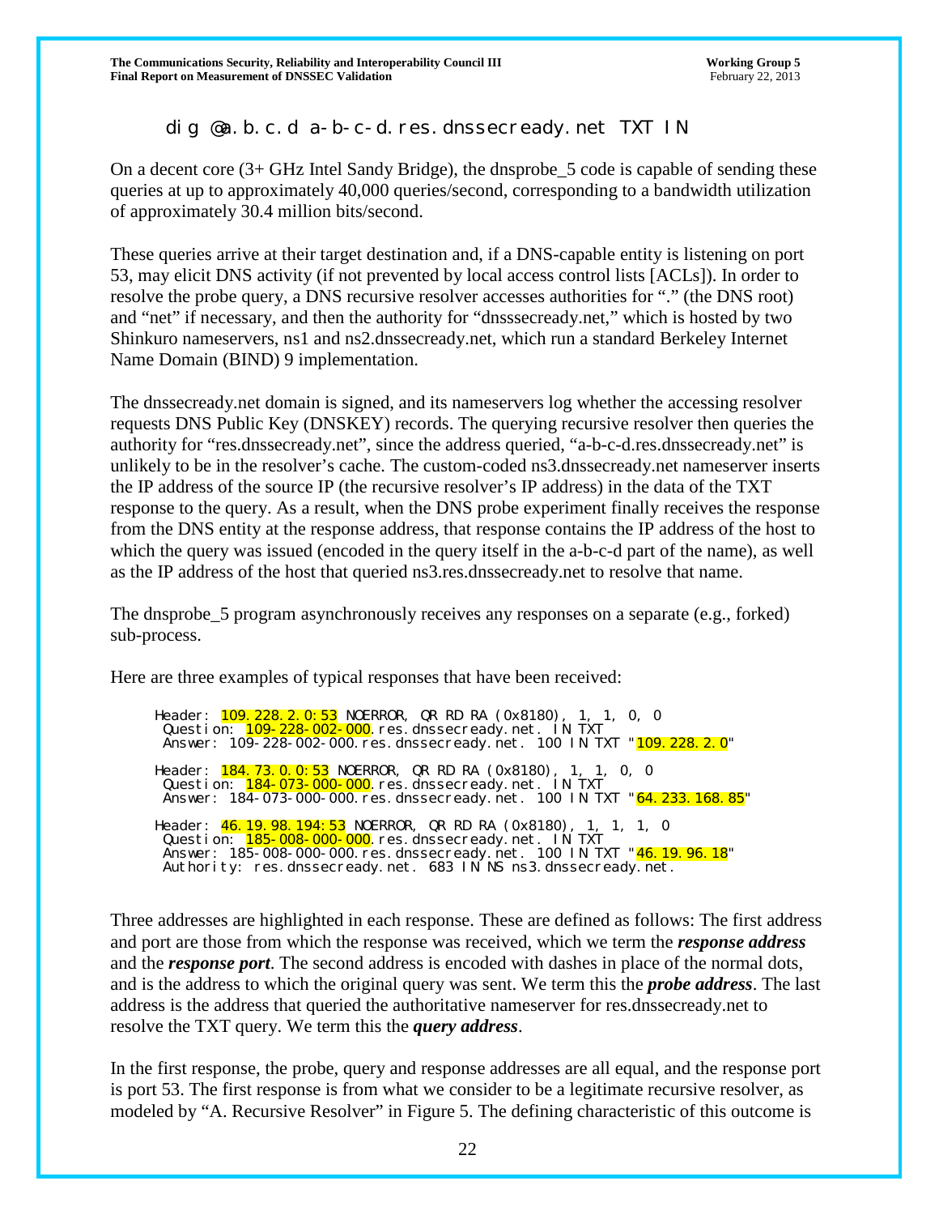```
dig @a.b.c.d a-b-c-d.res.dnssecready.net TXT IN
```

On a decent core (3+ GHz Intel Sandy Bridge), the dnsprobe_5 code is capable of sending these queries at up to approximately 40,000 queries/second, corresponding to a bandwidth utilization of approximately 30.4 million bits/second.

These queries arrive at their target destination and, if a DNS-capable entity is listening on port 53, may elicit DNS activity (if not prevented by local access control lists [ACLs]). In order to resolve the probe query, a DNS recursive resolver accesses authorities for "." (the DNS root) and "net" if necessary, and then the authority for "dnsssecready.net," which is hosted by two Shinkuro nameservers, ns1 and ns2.dnssecready.net, which run a standard Berkeley Internet Name Domain (BIND) 9 implementation.

The dnssecready.net domain is signed, and its nameservers log whether the accessing resolver requests DNS Public Key (DNSKEY) records. The querying recursive resolver then queries the authority for "res.dnssecready.net", since the address queried, "a-b-c-d.res.dnssecready.net" is unlikely to be in the resolver's cache. The custom-coded ns3.dnssecready.net nameserver inserts the IP address of the source IP (the recursive resolver's IP address) in the data of the TXT response to the query. As a result, when the DNS probe experiment finally receives the response from the DNS entity at the response address, that response contains the IP address of the host to which the query was issued (encoded in the query itself in the a-b-c-d part of the name), as well as the IP address of the host that queried ns3.res.dnssecready.net to resolve that name.

The dnsprobe_5 program asynchronously receives any responses on a separate (e.g., forked) sub-process.

Here are three examples of typical responses that have been received:

```
Header: 109.228.2.0:53 NOERROR, QR RD RA (0x8180), 1, 1, 0, 0
 Question: 109-228-002-000.res.dnssecready.net. IN TXT
 Answer: 109-228-002-000.res.dnssecready.net. 100 IN TXT "109.228.2.0"

Header: 184.73.0.0:53 NOERROR, QR RD RA (0x8180), 1, 1, 0, 0
 Question: 184-073-000-000.res.dnssecready.net. IN TXT
 Answer: 184-073-000-000.res.dnssecready.net. 100 IN TXT "64.233.168.85"

Header: 46.19.98.194:53 NOERROR, QR RD RA (0x8180), 1, 1, 1, 0
 Question: 185-008-000-000.res.dnssecready.net. IN TXT
 Answer: 185-008-000-000.res.dnssecready.net. 100 IN TXT "46.19.96.18"
 Authority: res.dnssecready.net. 683 IN NS ns3.dnssecready.net.
```

Three addresses are highlighted in each response. These are defined as follows: The first address and port are those from which the response was received, which we term the ***response address*** and the ***response port***. The second address is encoded with dashes in place of the normal dots, and is the address to which the original query was sent. We term this the ***probe address***. The last address is the address that queried the authoritative nameserver for res.dnssecready.net to resolve the TXT query. We term this the ***query address***.

In the first response, the probe, query and response addresses are all equal, and the response port is port 53. The first response is from what we consider to be a legitimate recursive resolver, as modeled by "A. Recursive Resolver" in Figure 5. The defining characteristic of this outcome is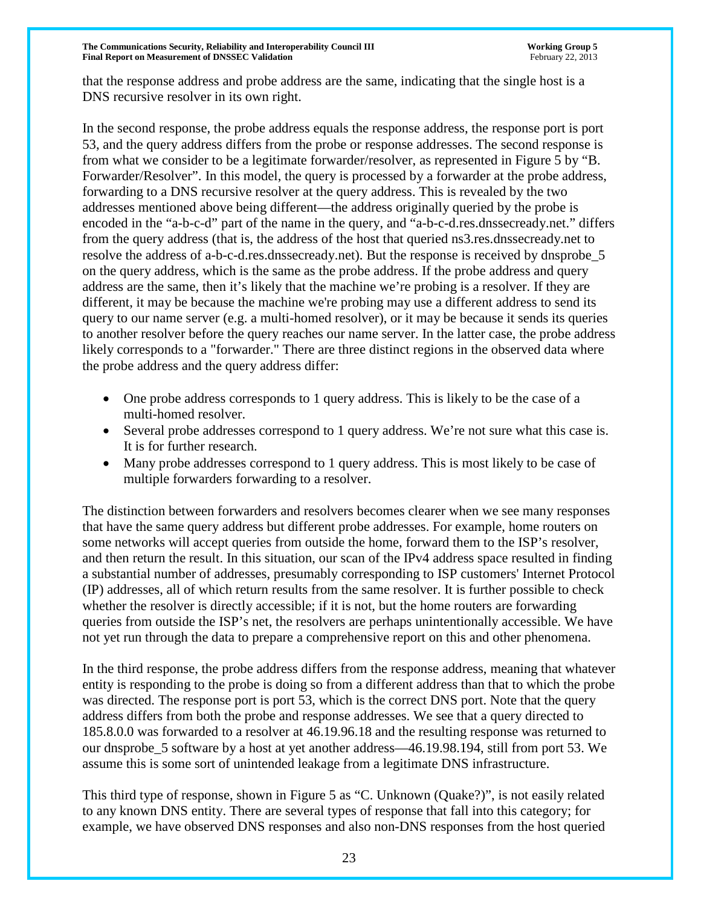that the response address and probe address are the same, indicating that the single host is a DNS recursive resolver in its own right.

In the second response, the probe address equals the response address, the response port is port 53, and the query address differs from the probe or response addresses. The second response is from what we consider to be a legitimate forwarder/resolver, as represented in Figure 5 by "B. Forwarder/Resolver". In this model, the query is processed by a forwarder at the probe address, forwarding to a DNS recursive resolver at the query address. This is revealed by the two addresses mentioned above being different—the address originally queried by the probe is encoded in the "a-b-c-d" part of the name in the query, and "a-b-c-d.res.dnssecready.net." differs from the query address (that is, the address of the host that queried ns3.res.dnssecready.net to resolve the address of a-b-c-d.res.dnssecready.net). But the response is received by dnsprobe_5 on the query address, which is the same as the probe address. If the probe address and query address are the same, then it's likely that the machine we're probing is a resolver. If they are different, it may be because the machine we're probing may use a different address to send its query to our name server (e.g. a multi-homed resolver), or it may be because it sends its queries to another resolver before the query reaches our name server. In the latter case, the probe address likely corresponds to a "forwarder." There are three distinct regions in the observed data where the probe address and the query address differ:

- One probe address corresponds to 1 query address. This is likely to be the case of a multi-homed resolver.
- Several probe addresses correspond to 1 query address. We're not sure what this case is. It is for further research.
- Many probe addresses correspond to 1 query address. This is most likely to be case of multiple forwarders forwarding to a resolver.

The distinction between forwarders and resolvers becomes clearer when we see many responses that have the same query address but different probe addresses. For example, home routers on some networks will accept queries from outside the home, forward them to the ISP's resolver, and then return the result. In this situation, our scan of the IPv4 address space resulted in finding a substantial number of addresses, presumably corresponding to ISP customers' Internet Protocol (IP) addresses, all of which return results from the same resolver. It is further possible to check whether the resolver is directly accessible; if it is not, but the home routers are forwarding queries from outside the ISP's net, the resolvers are perhaps unintentionally accessible. We have not yet run through the data to prepare a comprehensive report on this and other phenomena.

In the third response, the probe address differs from the response address, meaning that whatever entity is responding to the probe is doing so from a different address than that to which the probe was directed. The response port is port 53, which is the correct DNS port. Note that the query address differs from both the probe and response addresses. We see that a query directed to 185.8.0.0 was forwarded to a resolver at 46.19.96.18 and the resulting response was returned to our dnsprobe_5 software by a host at yet another address—46.19.98.194, still from port 53. We assume this is some sort of unintended leakage from a legitimate DNS infrastructure.

This third type of response, shown in Figure 5 as "C. Unknown (Quake?)", is not easily related to any known DNS entity. There are several types of response that fall into this category; for example, we have observed DNS responses and also non-DNS responses from the host queried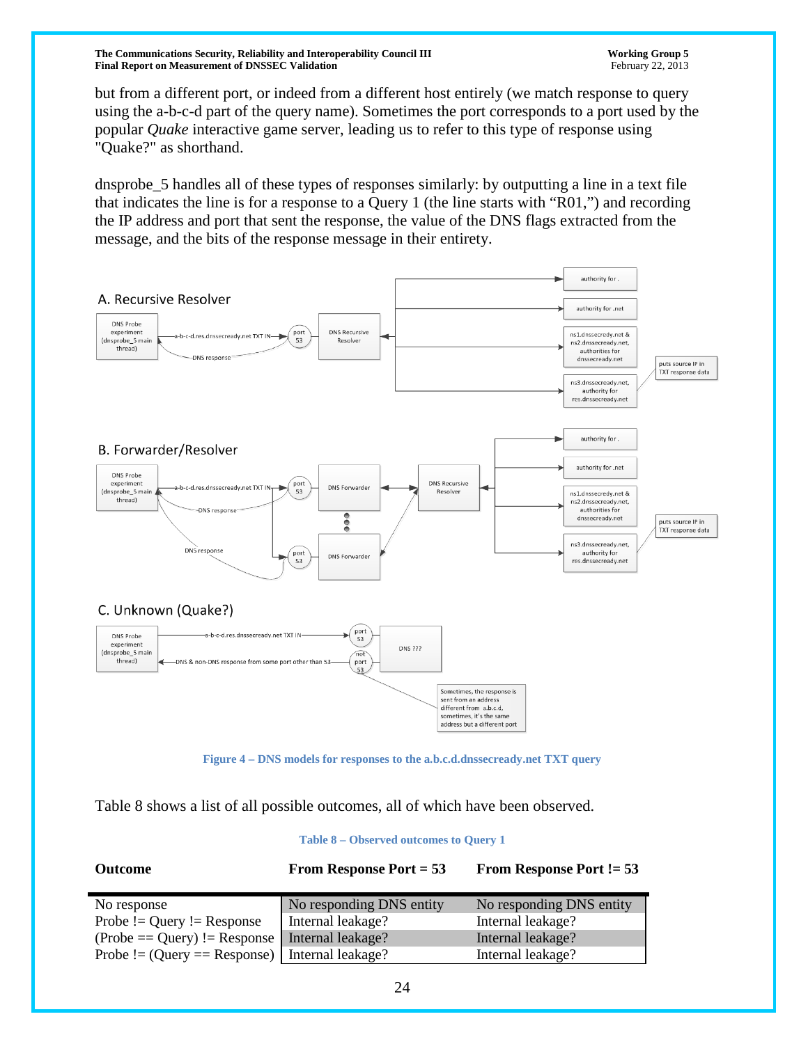but from a different port, or indeed from a different host entirely (we match response to query using the a-b-c-d part of the query name). Sometimes the port corresponds to a port used by the popular *Quake* interactive game server, leading us to refer to this type of response using "Quake?" as shorthand.

dnsprobe_5 handles all of these types of responses similarly: by outputting a line in a text file that indicates the line is for a response to a Query 1 (the line starts with "R01,") and recording the IP address and port that sent the response, the value of the DNS flags extracted from the message, and the bits of the response message in their entirety.

**Figure 4 – DNS models for responses to the a.b.c.d.dnssecready.net TXT query**

Table 8 shows a list of all possible outcomes, all of which have been observed.

**Table 8 – Observed outcomes to Query 1**

| Outcome | From Response Port = 53 | From Response Port != 53 |
|---|---|---|
| No response | No responding DNS entity | No responding DNS entity |
| Probe != Query != Response | Internal leakage? | Internal leakage? |
| (Probe == Query) != Response | Internal leakage? | Internal leakage? |
| Probe != (Query == Response) | Internal leakage? | Internal leakage? |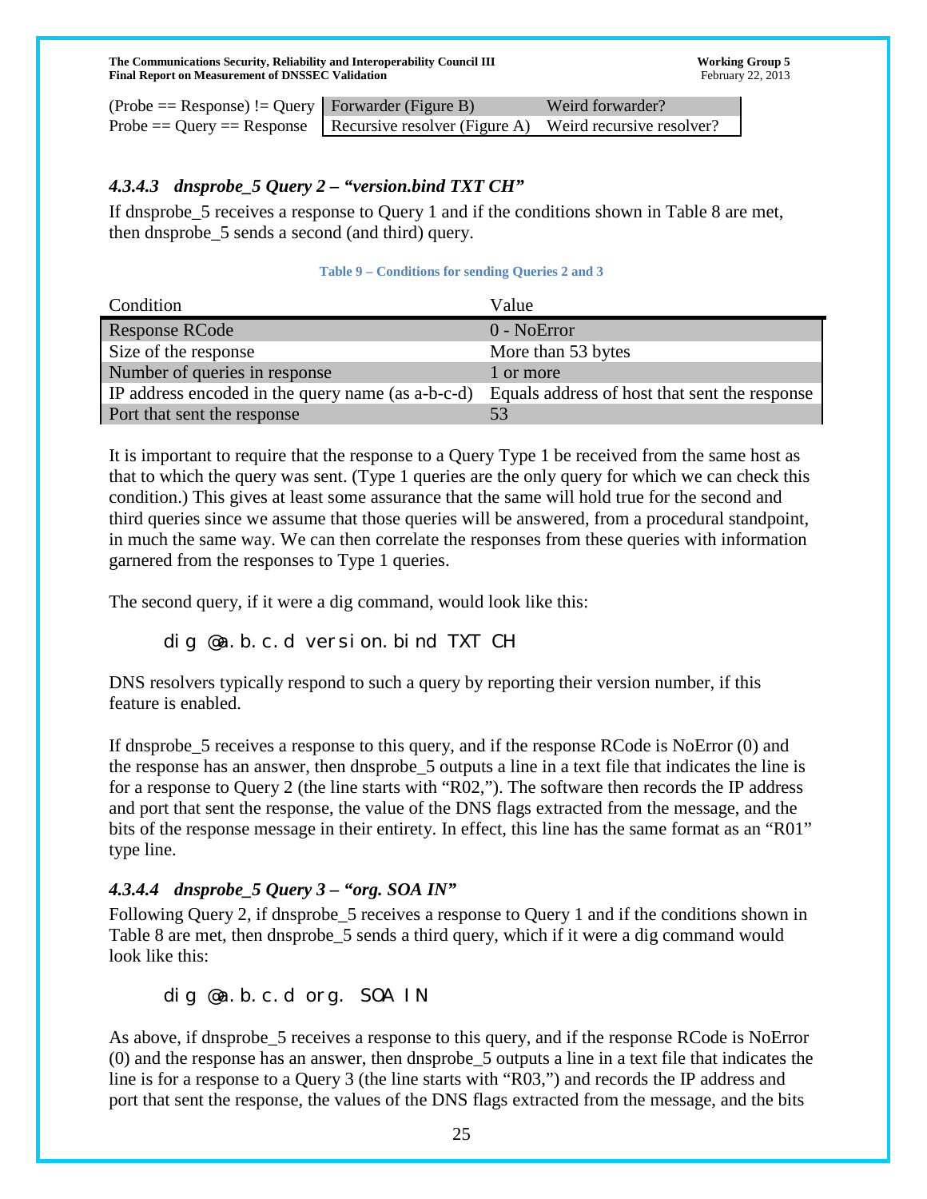| | | |
|---|---|---|
| (Probe == Response) != Query | Forwarder (Figure B) | Weird forwarder? |
| Probe == Query == Response | Recursive resolver (Figure A) | Weird recursive resolver? |

#### *4.3.4.3 dnsprobe_5 Query 2 – "version.bind TXT CH"*

If dnsprobe_5 receives a response to Query 1 and if the conditions shown in Table 8 are met, then dnsprobe_5 sends a second (and third) query.

**Table 9 – Conditions for sending Queries 2 and 3**

| Condition | Value |
|---|---|
| Response RCode | 0 - NoError |
| Size of the response | More than 53 bytes |
| Number of queries in response | 1 or more |
| IP address encoded in the query name (as a-b-c-d) | Equals address of host that sent the response |
| Port that sent the response | 53 |

It is important to require that the response to a Query Type 1 be received from the same host as that to which the query was sent. (Type 1 queries are the only query for which we can check this condition.) This gives at least some assurance that the same will hold true for the second and third queries since we assume that those queries will be answered, from a procedural standpoint, in much the same way. We can then correlate the responses from these queries with information garnered from the responses to Type 1 queries.

The second query, if it were a dig command, would look like this:

```
dig @a.b.c.d version.bind TXT CH
```

DNS resolvers typically respond to such a query by reporting their version number, if this feature is enabled.

If dnsprobe_5 receives a response to this query, and if the response RCode is NoError (0) and the response has an answer, then dnsprobe_5 outputs a line in a text file that indicates the line is for a response to Query 2 (the line starts with "R02,"). The software then records the IP address and port that sent the response, the value of the DNS flags extracted from the message, and the bits of the response message in their entirety. In effect, this line has the same format as an "R01" type line.

#### *4.3.4.4 dnsprobe_5 Query 3 – "org. SOA IN"*

Following Query 2, if dnsprobe_5 receives a response to Query 1 and if the conditions shown in Table 8 are met, then dnsprobe_5 sends a third query, which if it were a dig command would look like this:

```
dig @a.b.c.d org. SOA IN
```

As above, if dnsprobe_5 receives a response to this query, and if the response RCode is NoError (0) and the response has an answer, then dnsprobe_5 outputs a line in a text file that indicates the line is for a response to a Query 3 (the line starts with "R03,") and records the IP address and port that sent the response, the values of the DNS flags extracted from the message, and the bits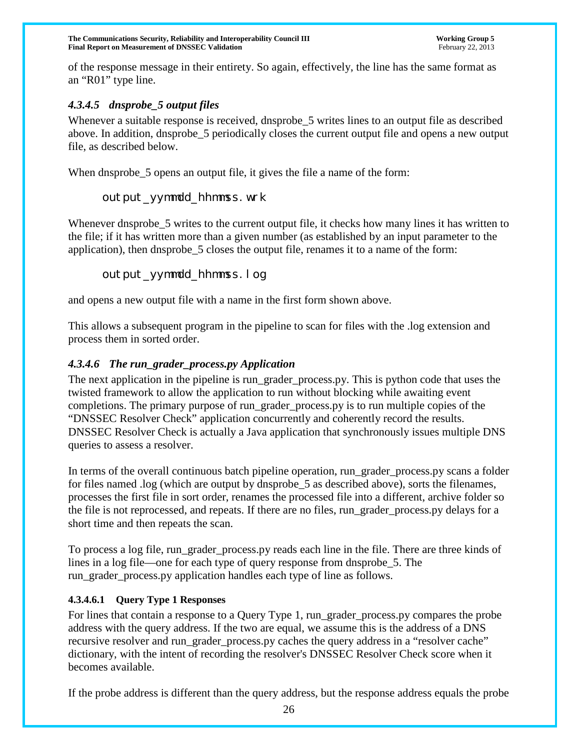of the response message in their entirety. So again, effectively, the line has the same format as an "R01" type line.

### *4.3.4.5 dnsprobe_5 output files*

Whenever a suitable response is received, dnsprobe_5 writes lines to an output file as described above. In addition, dnsprobe_5 periodically closes the current output file and opens a new output file, as described below.

When dnsprobe_5 opens an output file, it gives the file a name of the form:

```
output_yymmdd_hhmmss.wrk
```

Whenever dnsprobe_5 writes to the current output file, it checks how many lines it has written to the file; if it has written more than a given number (as established by an input parameter to the application), then dnsprobe_5 closes the output file, renames it to a name of the form:

```
output_yymmdd_hhmmss.log
```

and opens a new output file with a name in the first form shown above.

This allows a subsequent program in the pipeline to scan for files with the .log extension and process them in sorted order.

### *4.3.4.6 The run_grader_process.py Application*

The next application in the pipeline is run_grader_process.py. This is python code that uses the twisted framework to allow the application to run without blocking while awaiting event completions. The primary purpose of run_grader_process.py is to run multiple copies of the "DNSSEC Resolver Check" application concurrently and coherently record the results. DNSSEC Resolver Check is actually a Java application that synchronously issues multiple DNS queries to assess a resolver.

In terms of the overall continuous batch pipeline operation, run_grader_process.py scans a folder for files named .log (which are output by dnsprobe_5 as described above), sorts the filenames, processes the first file in sort order, renames the processed file into a different, archive folder so the file is not reprocessed, and repeats. If there are no files, run_grader_process.py delays for a short time and then repeats the scan.

To process a log file, run_grader_process.py reads each line in the file. There are three kinds of lines in a log file—one for each type of query response from dnsprobe_5. The run_grader_process.py application handles each type of line as follows.

#### 4.3.4.6.1 Query Type 1 Responses

For lines that contain a response to a Query Type 1, run_grader_process.py compares the probe address with the query address. If the two are equal, we assume this is the address of a DNS recursive resolver and run_grader_process.py caches the query address in a "resolver cache" dictionary, with the intent of recording the resolver's DNSSEC Resolver Check score when it becomes available.

If the probe address is different than the query address, but the response address equals the probe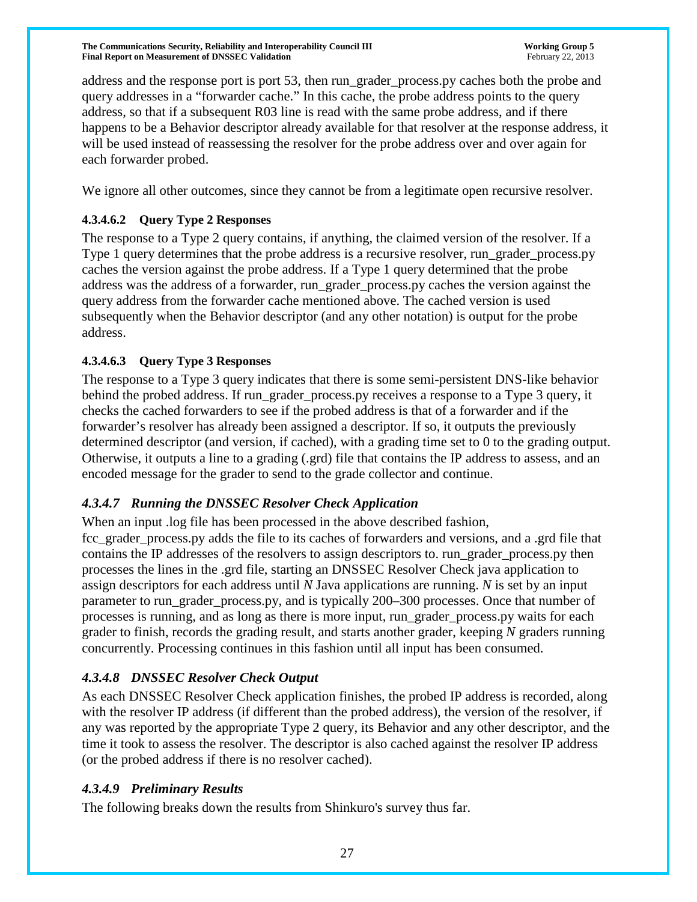address and the response port is port 53, then run_grader_process.py caches both the probe and query addresses in a "forwarder cache." In this cache, the probe address points to the query address, so that if a subsequent R03 line is read with the same probe address, and if there happens to be a Behavior descriptor already available for that resolver at the response address, it will be used instead of reassessing the resolver for the probe address over and over again for each forwarder probed.

We ignore all other outcomes, since they cannot be from a legitimate open recursive resolver.

#### 4.3.4.6.2 Query Type 2 Responses

The response to a Type 2 query contains, if anything, the claimed version of the resolver. If a Type 1 query determines that the probe address is a recursive resolver, run_grader_process.py caches the version against the probe address. If a Type 1 query determined that the probe address was the address of a forwarder, run_grader_process.py caches the version against the query address from the forwarder cache mentioned above. The cached version is used subsequently when the Behavior descriptor (and any other notation) is output for the probe address.

#### 4.3.4.6.3 Query Type 3 Responses

The response to a Type 3 query indicates that there is some semi-persistent DNS-like behavior behind the probed address. If run_grader_process.py receives a response to a Type 3 query, it checks the cached forwarders to see if the probed address is that of a forwarder and if the forwarder's resolver has already been assigned a descriptor. If so, it outputs the previously determined descriptor (and version, if cached), with a grading time set to 0 to the grading output. Otherwise, it outputs a line to a grading (.grd) file that contains the IP address to assess, and an encoded message for the grader to send to the grade collector and continue.

### *4.3.4.7 Running the DNSSEC Resolver Check Application*

When an input .log file has been processed in the above described fashion, fcc_grader_process.py adds the file to its caches of forwarders and versions, and a .grd file that contains the IP addresses of the resolvers to assign descriptors to. run_grader_process.py then processes the lines in the .grd file, starting an DNSSEC Resolver Check java application to assign descriptors for each address until *N* Java applications are running. *N* is set by an input parameter to run_grader_process.py, and is typically 200–300 processes. Once that number of processes is running, and as long as there is more input, run_grader_process.py waits for each grader to finish, records the grading result, and starts another grader, keeping *N* graders running concurrently. Processing continues in this fashion until all input has been consumed.

### *4.3.4.8 DNSSEC Resolver Check Output*

As each DNSSEC Resolver Check application finishes, the probed IP address is recorded, along with the resolver IP address (if different than the probed address), the version of the resolver, if any was reported by the appropriate Type 2 query, its Behavior and any other descriptor, and the time it took to assess the resolver. The descriptor is also cached against the resolver IP address (or the probed address if there is no resolver cached).

### *4.3.4.9 Preliminary Results*

The following breaks down the results from Shinkuro's survey thus far.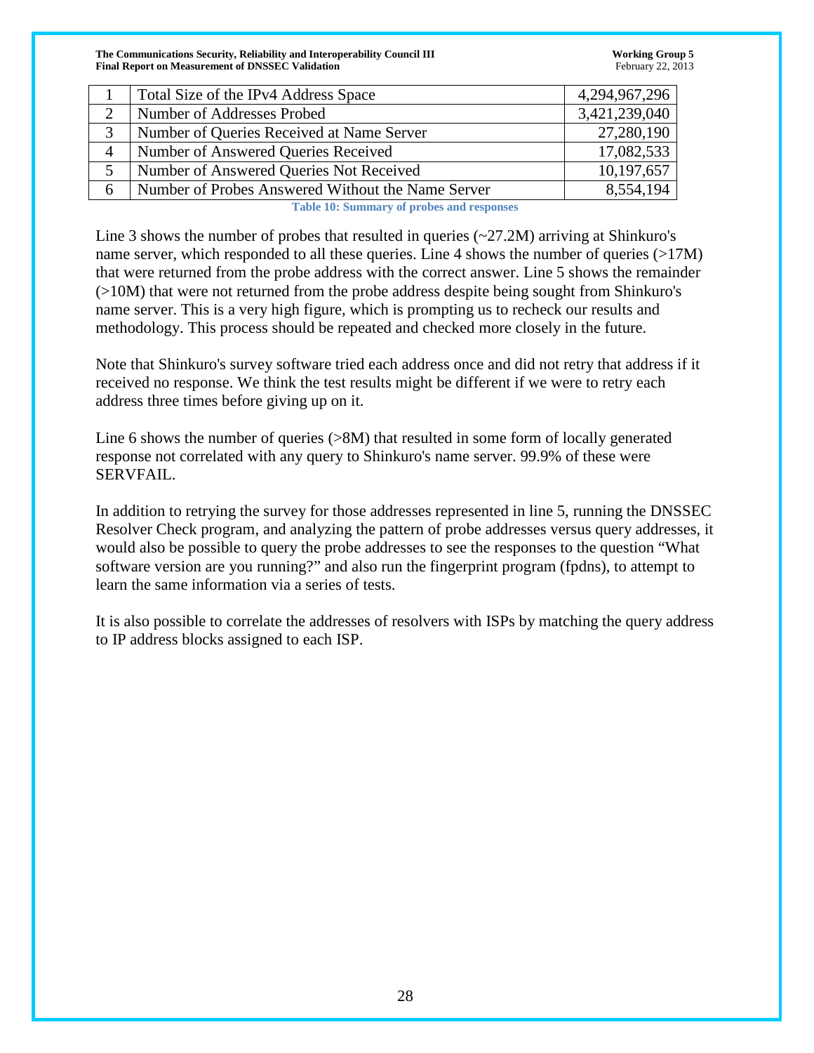| | | |
|---|---|---|
| 1 | Total Size of the IPv4 Address Space | 4,294,967,296 |
| 2 | Number of Addresses Probed | 3,421,239,040 |
| 3 | Number of Queries Received at Name Server | 27,280,190 |
| 4 | Number of Answered Queries Received | 17,082,533 |
| 5 | Number of Answered Queries Not Received | 10,197,657 |
| 6 | Number of Probes Answered Without the Name Server | 8,554,194 |

**Table 10: Summary of probes and responses**

Line 3 shows the number of probes that resulted in queries (~27.2M) arriving at Shinkuro's name server, which responded to all these queries. Line 4 shows the number of queries (>17M) that were returned from the probe address with the correct answer. Line 5 shows the remainder (>10M) that were not returned from the probe address despite being sought from Shinkuro's name server. This is a very high figure, which is prompting us to recheck our results and methodology. This process should be repeated and checked more closely in the future.

Note that Shinkuro's survey software tried each address once and did not retry that address if it received no response. We think the test results might be different if we were to retry each address three times before giving up on it.

Line 6 shows the number of queries (>8M) that resulted in some form of locally generated response not correlated with any query to Shinkuro's name server. 99.9% of these were SERVFAIL.

In addition to retrying the survey for those addresses represented in line 5, running the DNSSEC Resolver Check program, and analyzing the pattern of probe addresses versus query addresses, it would also be possible to query the probe addresses to see the responses to the question "What software version are you running?" and also run the fingerprint program (fpdns), to attempt to learn the same information via a series of tests.

It is also possible to correlate the addresses of resolvers with ISPs by matching the query address to IP address blocks assigned to each ISP.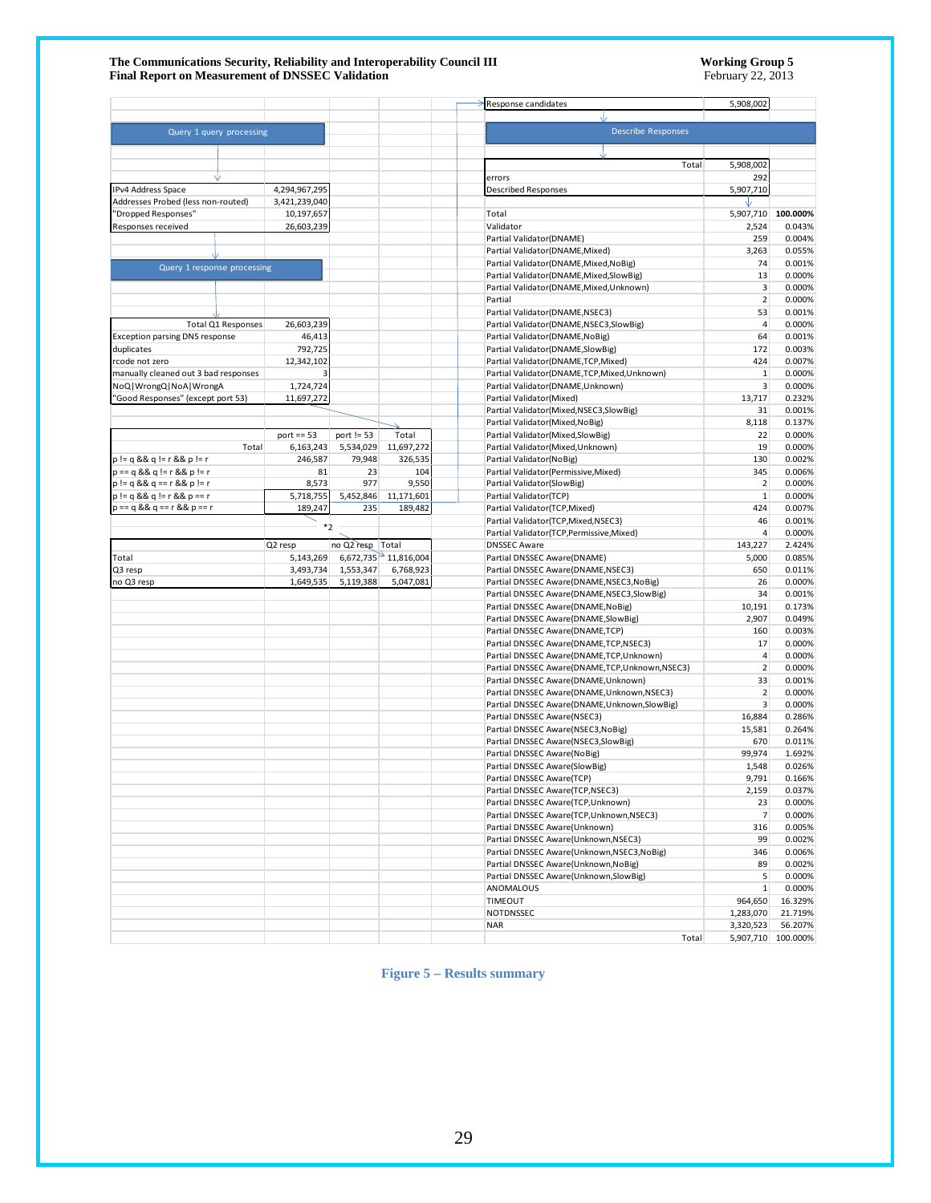**Query 1 query processing**

| | |
|---|---|
| IPv4 Address Space | 4,294,967,295 |
| Addresses Probed (less non-routed) | 3,421,239,040 |
| "Dropped Responses" | 10,197,657 |
| Responses received | 26,603,239 |

**Query 1 response processing**

| | |
|---|---|
| Total Q1 Responses | 26,603,239 |
| Exception parsing DNS response | 46,413 |
| duplicates | 792,725 |
| rcode not zero | 12,342,102 |
| manually cleaned out 3 bad responses | 3 |
| NoQ\|WrongQ\|NoA\|WrongA | 1,724,724 |
| "Good Responses" (except port 53) | 11,697,272 |

| | port == 53 | port != 53 | Total |
|---|---|---|---|
| Total | 6,163,243 | 5,534,029 | 11,697,272 |
| p != q && q != r && p != r | 246,587 | 79,948 | 326,535 |
| p == q && q != r && p != r | 81 | 23 | 104 |
| p != q && q == r && p != r | 8,573 | 977 | 9,550 |
| p != q && q != r && p == r | 5,718,755 | 5,452,846 | 11,171,601 |
| p == q && q == r && p == r | 189,247 | 235 | 189,482 |

*2

| | Q2 resp | no Q2 resp | Total |
|---|---|---|---|
| Total | 5,143,269 | 6,672,735 | 11,816,004 |
| Q3 resp | 3,493,734 | 1,553,347 | 6,768,923 |
| no Q3 resp | 1,649,535 | 5,119,388 | 5,047,081 |

| | |
|---|---|
| Response candidates | 5,908,002 |

**Describe Responses**

| | |
|---|---|
| Total | 5,908,002 |
| errors | 292 |
| Described Responses | 5,907,710 |

| | | |
|---|---|---|
| Total | 5,907,710 | **100.000%** |
| Validator | 2,524 | 0.043% |
| Partial Validator(DNAME) | 259 | 0.004% |
| Partial Validator(DNAME,Mixed) | 3,263 | 0.055% |
| Partial Validator(DNAME,Mixed,NoBig) | 74 | 0.001% |
| Partial Validator(DNAME,Mixed,SlowBig) | 13 | 0.000% |
| Partial Validator(DNAME,Mixed,Unknown) | 3 | 0.000% |
| Partial | 2 | 0.000% |
| Partial Validator(DNAME,NSEC3) | 53 | 0.001% |
| Partial Validator(DNAME,NSEC3,SlowBig) | 4 | 0.000% |
| Partial Validator(DNAME,NoBig) | 64 | 0.001% |
| Partial Validator(DNAME,SlowBig) | 172 | 0.003% |
| Partial Validator(DNAME,TCP,Mixed) | 424 | 0.007% |
| Partial Validator(DNAME,TCP,Mixed,Unknown) | 1 | 0.000% |
| Partial Validator(DNAME,Unknown) | 3 | 0.000% |
| Partial Validator(Mixed) | 13,717 | 0.232% |
| Partial Validator(Mixed,NSEC3,SlowBig) | 31 | 0.001% |
| Partial Validator(Mixed,NoBig) | 8,118 | 0.137% |
| Partial Validator(Mixed,SlowBig) | 22 | 0.000% |
| Partial Validator(Mixed,Unknown) | 19 | 0.000% |
| Partial Validator(NoBig) | 130 | 0.002% |
| Partial Validator(Permissive,Mixed) | 345 | 0.006% |
| Partial Validator(SlowBig) | 2 | 0.000% |
| Partial Validator(TCP) | 1 | 0.000% |
| Partial Validator(TCP,Mixed) | 424 | 0.007% |
| Partial Validator(TCP,Mixed,NSEC3) | 46 | 0.001% |
| Partial Validator(TCP,Permissive,Mixed) | 4 | 0.000% |
| DNSSEC Aware | 143,227 | 2.424% |
| Partial DNSSEC Aware(DNAME) | 5,000 | 0.085% |
| Partial DNSSEC Aware(DNAME,NSEC3) | 650 | 0.011% |
| Partial DNSSEC Aware(DNAME,NSEC3,NoBig) | 26 | 0.000% |
| Partial DNSSEC Aware(DNAME,NSEC3,SlowBig) | 34 | 0.001% |
| Partial DNSSEC Aware(DNAME,NoBig) | 10,191 | 0.173% |
| Partial DNSSEC Aware(DNAME,SlowBig) | 2,907 | 0.049% |
| Partial DNSSEC Aware(DNAME,TCP) | 160 | 0.003% |
| Partial DNSSEC Aware(DNAME,TCP,NSEC3) | 17 | 0.000% |
| Partial DNSSEC Aware(DNAME,TCP,Unknown) | 4 | 0.000% |
| Partial DNSSEC Aware(DNAME,TCP,Unknown,NSEC3) | 2 | 0.000% |
| Partial DNSSEC Aware(DNAME,Unknown) | 33 | 0.001% |
| Partial DNSSEC Aware(DNAME,Unknown,NSEC3) | 2 | 0.000% |
| Partial DNSSEC Aware(DNAME,Unknown,SlowBig) | 3 | 0.000% |
| Partial DNSSEC Aware(NSEC3) | 16,884 | 0.286% |
| Partial DNSSEC Aware(NSEC3,NoBig) | 15,581 | 0.264% |
| Partial DNSSEC Aware(NSEC3,SlowBig) | 670 | 0.011% |
| Partial DNSSEC Aware(NoBig) | 99,974 | 1.692% |
| Partial DNSSEC Aware(SlowBig) | 1,548 | 0.026% |
| Partial DNSSEC Aware(TCP) | 9,791 | 0.166% |
| Partial DNSSEC Aware(TCP,NSEC3) | 2,159 | 0.037% |
| Partial DNSSEC Aware(TCP,Unknown) | 23 | 0.000% |
| Partial DNSSEC Aware(TCP,Unknown,NSEC3) | 7 | 0.000% |
| Partial DNSSEC Aware(Unknown) | 316 | 0.005% |
| Partial DNSSEC Aware(Unknown,NSEC3) | 99 | 0.002% |
| Partial DNSSEC Aware(Unknown,NSEC3,NoBig) | 346 | 0.006% |
| Partial DNSSEC Aware(Unknown,NoBig) | 89 | 0.002% |
| Partial DNSSEC Aware(Unknown,SlowBig) | 5 | 0.000% |
| ANOMALOUS | 1 | 0.000% |
| TIMEOUT | 964,650 | 16.329% |
| NOTDNSSEC | 1,283,070 | 21.719% |
| NAR | 3,320,523 | 56.207% |
| Total | 5,907,710 | 100.000% |

**Figure 5 – Results summary**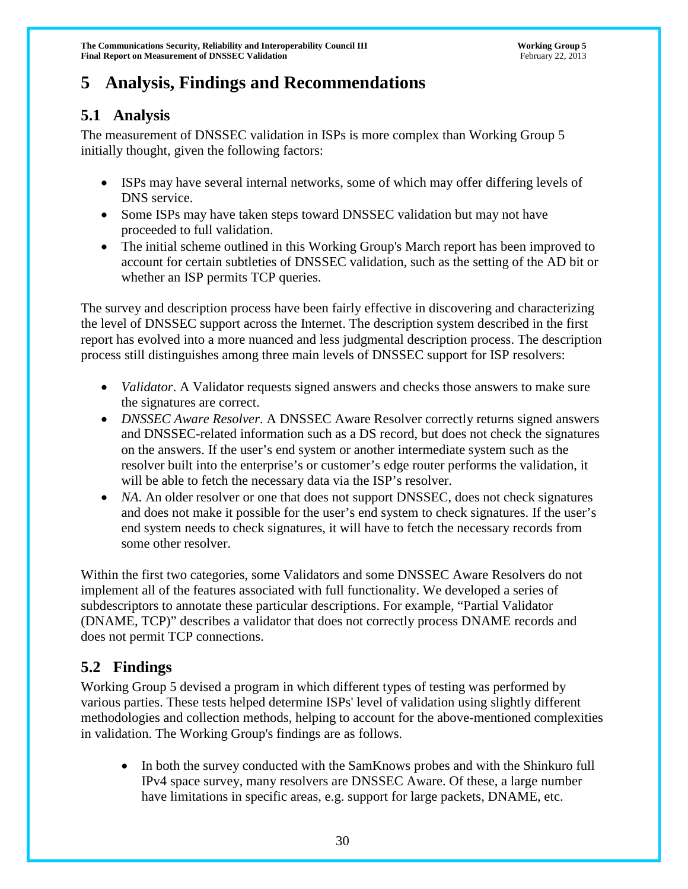# 5 Analysis, Findings and Recommendations

## 5.1 Analysis

The measurement of DNSSEC validation in ISPs is more complex than Working Group 5 initially thought, given the following factors:

- ISPs may have several internal networks, some of which may offer differing levels of DNS service.
- Some ISPs may have taken steps toward DNSSEC validation but may not have proceeded to full validation.
- The initial scheme outlined in this Working Group's March report has been improved to account for certain subtleties of DNSSEC validation, such as the setting of the AD bit or whether an ISP permits TCP queries.

The survey and description process have been fairly effective in discovering and characterizing the level of DNSSEC support across the Internet. The description system described in the first report has evolved into a more nuanced and less judgmental description process. The description process still distinguishes among three main levels of DNSSEC support for ISP resolvers:

- *Validator*. A Validator requests signed answers and checks those answers to make sure the signatures are correct.
- *DNSSEC Aware Resolver*. A DNSSEC Aware Resolver correctly returns signed answers and DNSSEC-related information such as a DS record, but does not check the signatures on the answers. If the user's end system or another intermediate system such as the resolver built into the enterprise's or customer's edge router performs the validation, it will be able to fetch the necessary data via the ISP's resolver.
- *NA*. An older resolver or one that does not support DNSSEC, does not check signatures and does not make it possible for the user's end system to check signatures. If the user's end system needs to check signatures, it will have to fetch the necessary records from some other resolver.

Within the first two categories, some Validators and some DNSSEC Aware Resolvers do not implement all of the features associated with full functionality. We developed a series of subdescriptors to annotate these particular descriptions. For example, "Partial Validator (DNAME, TCP)" describes a validator that does not correctly process DNAME records and does not permit TCP connections.

## 5.2 Findings

Working Group 5 devised a program in which different types of testing was performed by various parties. These tests helped determine ISPs' level of validation using slightly different methodologies and collection methods, helping to account for the above-mentioned complexities in validation. The Working Group's findings are as follows.

- In both the survey conducted with the SamKnows probes and with the Shinkuro full IPv4 space survey, many resolvers are DNSSEC Aware. Of these, a large number have limitations in specific areas, e.g. support for large packets, DNAME, etc.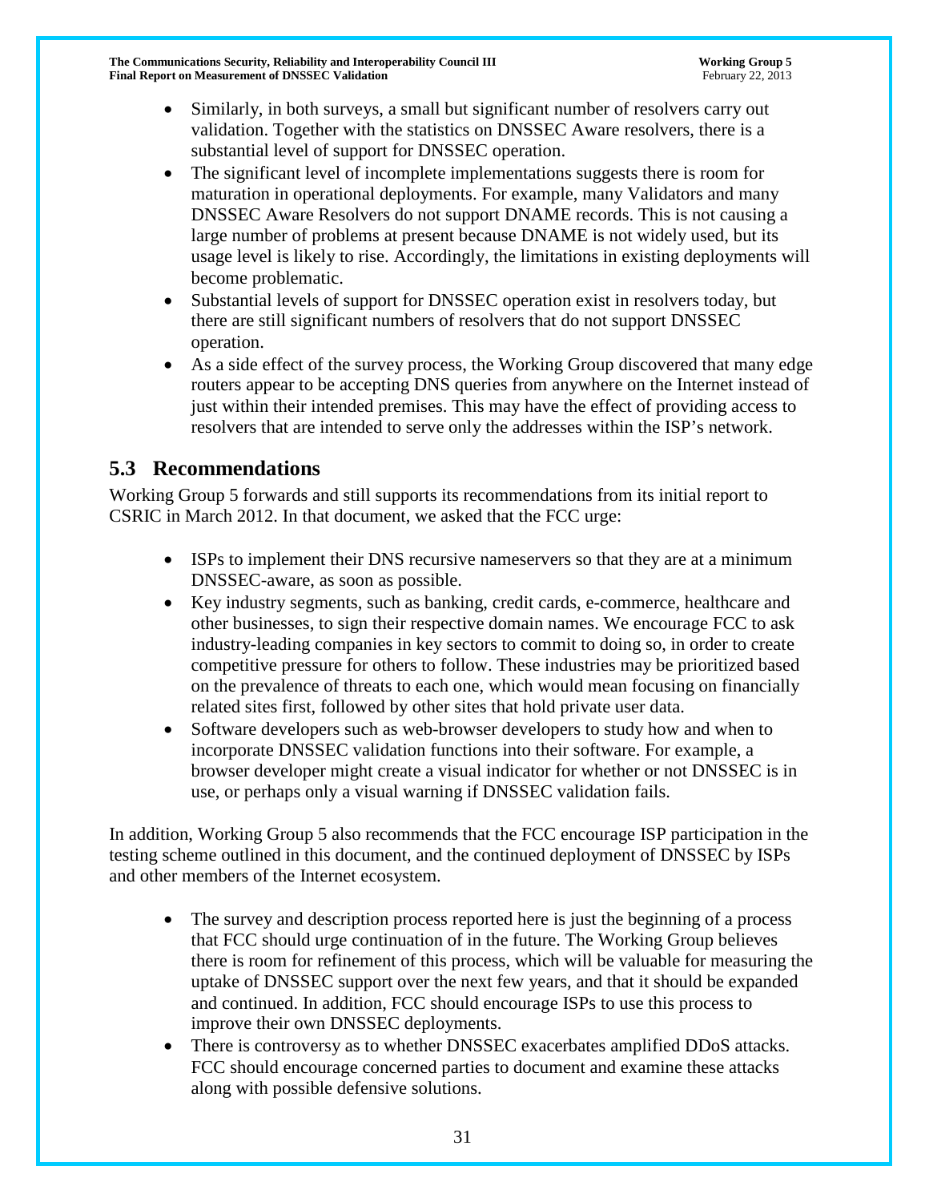- Similarly, in both surveys, a small but significant number of resolvers carry out validation. Together with the statistics on DNSSEC Aware resolvers, there is a substantial level of support for DNSSEC operation.
- The significant level of incomplete implementations suggests there is room for maturation in operational deployments. For example, many Validators and many DNSSEC Aware Resolvers do not support DNAME records. This is not causing a large number of problems at present because DNAME is not widely used, but its usage level is likely to rise. Accordingly, the limitations in existing deployments will become problematic.
- Substantial levels of support for DNSSEC operation exist in resolvers today, but there are still significant numbers of resolvers that do not support DNSSEC operation.
- As a side effect of the survey process, the Working Group discovered that many edge routers appear to be accepting DNS queries from anywhere on the Internet instead of just within their intended premises. This may have the effect of providing access to resolvers that are intended to serve only the addresses within the ISP's network.

## 5.3 Recommendations

Working Group 5 forwards and still supports its recommendations from its initial report to CSRIC in March 2012. In that document, we asked that the FCC urge:

- ISPs to implement their DNS recursive nameservers so that they are at a minimum DNSSEC-aware, as soon as possible.
- Key industry segments, such as banking, credit cards, e-commerce, healthcare and other businesses, to sign their respective domain names. We encourage FCC to ask industry-leading companies in key sectors to commit to doing so, in order to create competitive pressure for others to follow. These industries may be prioritized based on the prevalence of threats to each one, which would mean focusing on financially related sites first, followed by other sites that hold private user data.
- Software developers such as web-browser developers to study how and when to incorporate DNSSEC validation functions into their software. For example, a browser developer might create a visual indicator for whether or not DNSSEC is in use, or perhaps only a visual warning if DNSSEC validation fails.

In addition, Working Group 5 also recommends that the FCC encourage ISP participation in the testing scheme outlined in this document, and the continued deployment of DNSSEC by ISPs and other members of the Internet ecosystem.

- The survey and description process reported here is just the beginning of a process that FCC should urge continuation of in the future. The Working Group believes there is room for refinement of this process, which will be valuable for measuring the uptake of DNSSEC support over the next few years, and that it should be expanded and continued. In addition, FCC should encourage ISPs to use this process to improve their own DNSSEC deployments.
- There is controversy as to whether DNSSEC exacerbates amplified DDoS attacks. FCC should encourage concerned parties to document and examine these attacks along with possible defensive solutions.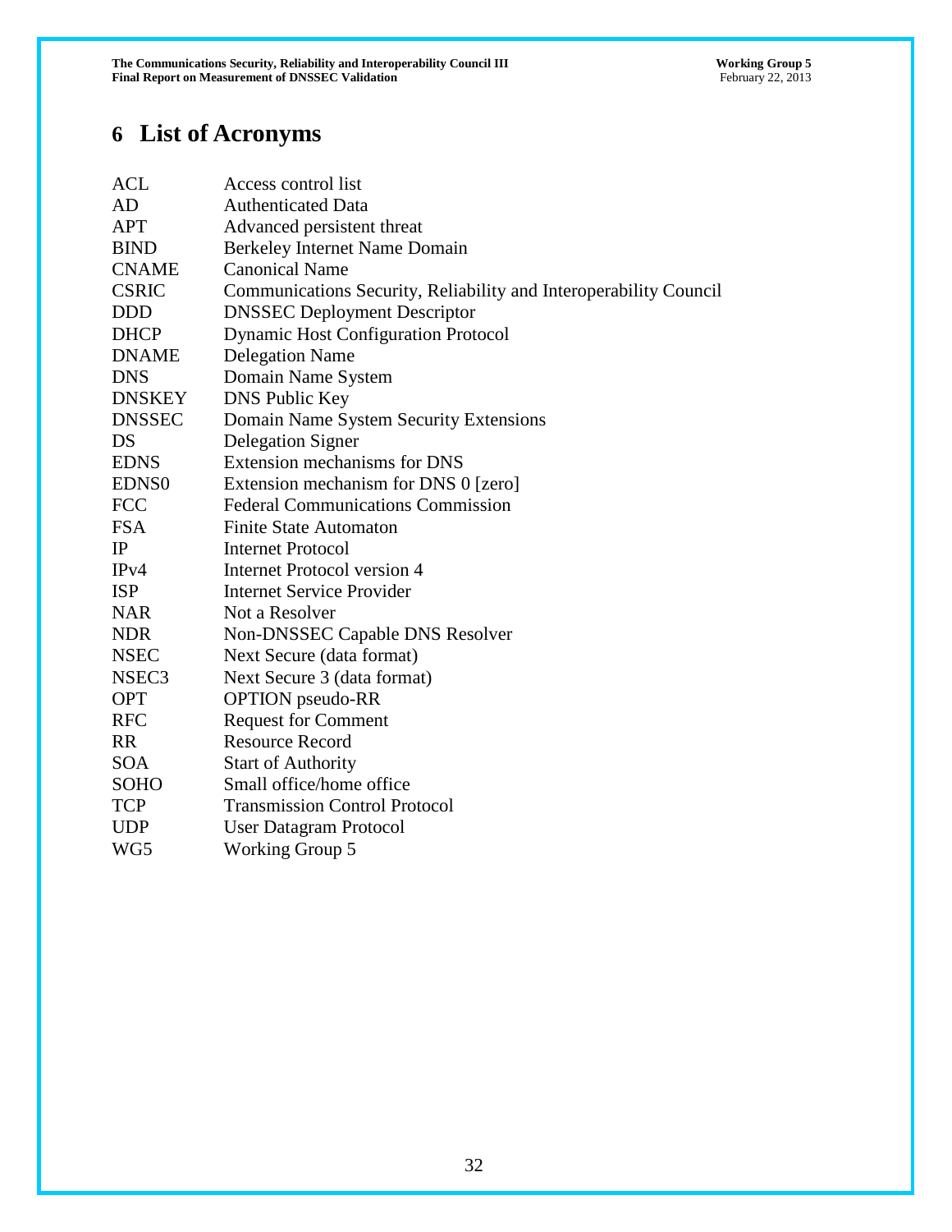# 6 List of Acronyms

| | |
|---|---|
| ACL | Access control list |
| AD | Authenticated Data |
| APT | Advanced persistent threat |
| BIND | Berkeley Internet Name Domain |
| CNAME | Canonical Name |
| CSRIC | Communications Security, Reliability and Interoperability Council |
| DDD | DNSSEC Deployment Descriptor |
| DHCP | Dynamic Host Configuration Protocol |
| DNAME | Delegation Name |
| DNS | Domain Name System |
| DNSKEY | DNS Public Key |
| DNSSEC | Domain Name System Security Extensions |
| DS | Delegation Signer |
| EDNS | Extension mechanisms for DNS |
| EDNS0 | Extension mechanism for DNS 0 [zero] |
| FCC | Federal Communications Commission |
| FSA | Finite State Automaton |
| IP | Internet Protocol |
| IPv4 | Internet Protocol version 4 |
| ISP | Internet Service Provider |
| NAR | Not a Resolver |
| NDR | Non-DNSSEC Capable DNS Resolver |
| NSEC | Next Secure (data format) |
| NSEC3 | Next Secure 3 (data format) |
| OPT | OPTION pseudo-RR |
| RFC | Request for Comment |
| RR | Resource Record |
| SOA | Start of Authority |
| SOHO | Small office/home office |
| TCP | Transmission Control Protocol |
| UDP | User Datagram Protocol |
| WG5 | Working Group 5 |